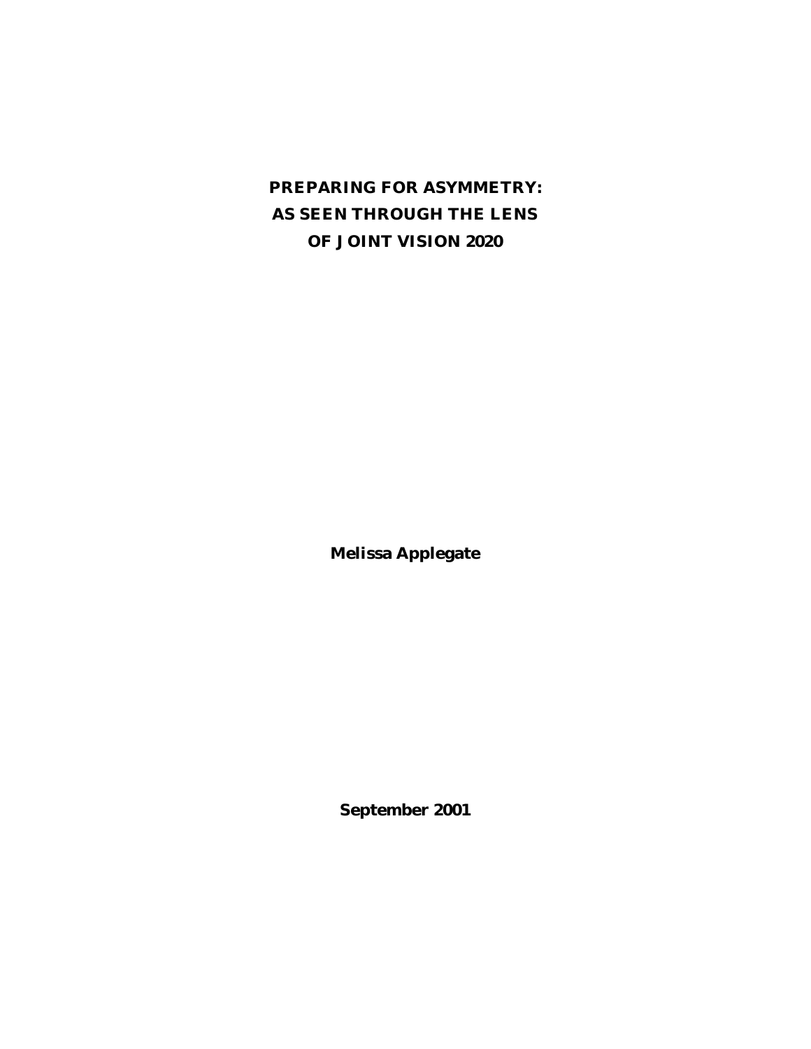# PREPARING FOR ASYMMETRY: AS SEEN THROUGH THE LENS OF JOINT VISION 2020

**Melissa Applegate**

**September 2001**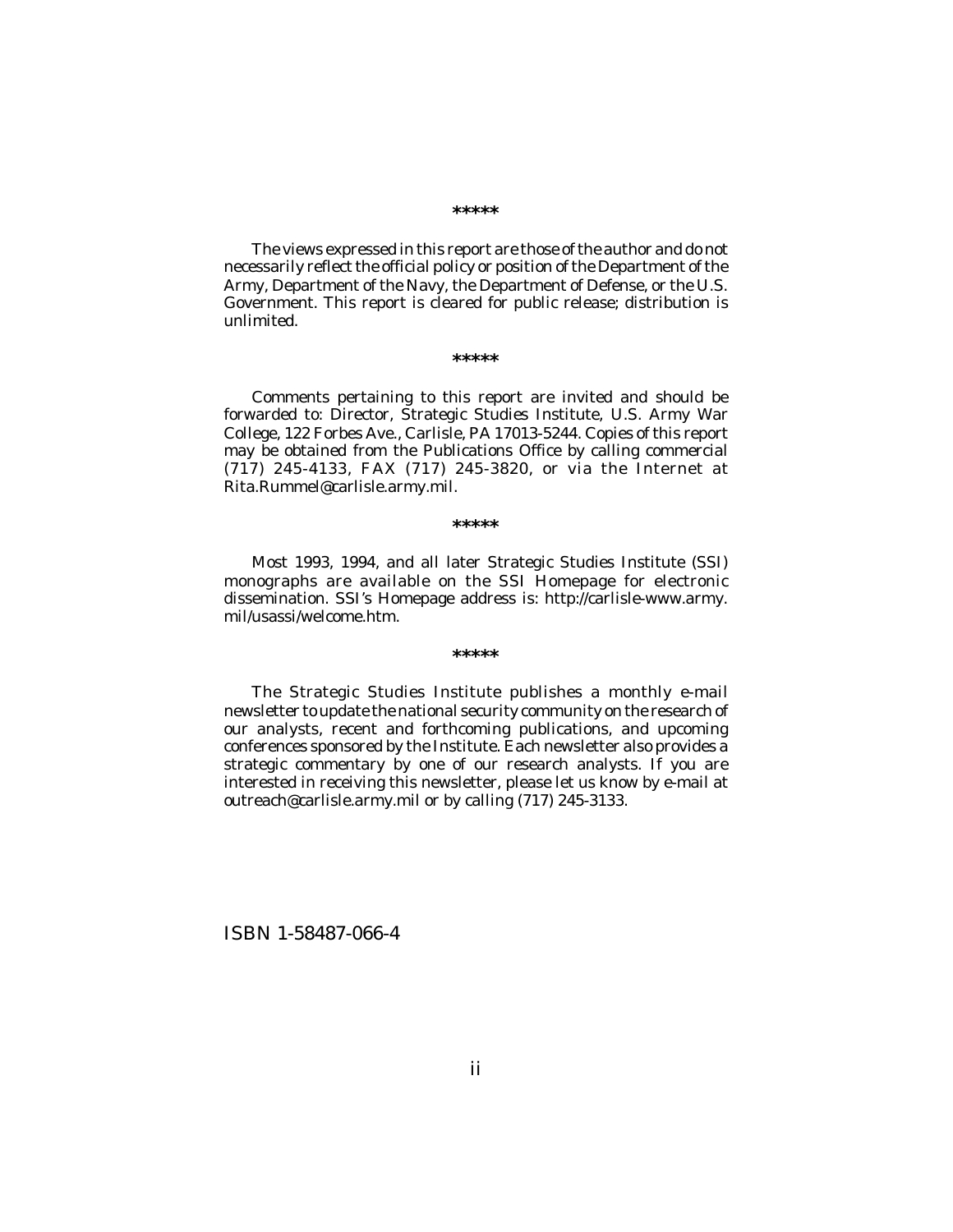*****

The views expressed in this report are those of the author and do not necessarily reflect the official policy or position of the Department of the Army, Department of the Navy, the Department of Defense, or the U.S. Government. This report is cleared for public release; distribution is unlimited.

*****

Comments pertaining to this report are invited and should be forwarded to: Director, Strategic Studies Institute, U.S. Army War College, 122 Forbes Ave., Carlisle, PA 17013-5244. Copies of this report may be obtained from the Publications Office by calling commercial (717) 245-4133, FAX (717) 245-3820, or via the Internet at Rita.Rummel@carlisle.army.mil.

*****

Most 1993, 1994, and all later Strategic Studies Institute (SSI) monographs are available on the SSI Homepage for electronic dissemination. SSI's Homepage address is: http://carlisle-www.army.mil/usassi/welcome.htm.

*****

The Strategic Studies Institute publishes a monthly e-mail newsletter to update the national security community on the research of our analysts, recent and forthcoming publications, and upcoming conferences sponsored by the Institute. Each newsletter also provides a strategic commentary by one of our research analysts. If you are interested in receiving this newsletter, please let us know by e-mail at outreach@carlisle.army.mil or by calling (717) 245-3133.

ISBN 1-58487-066-4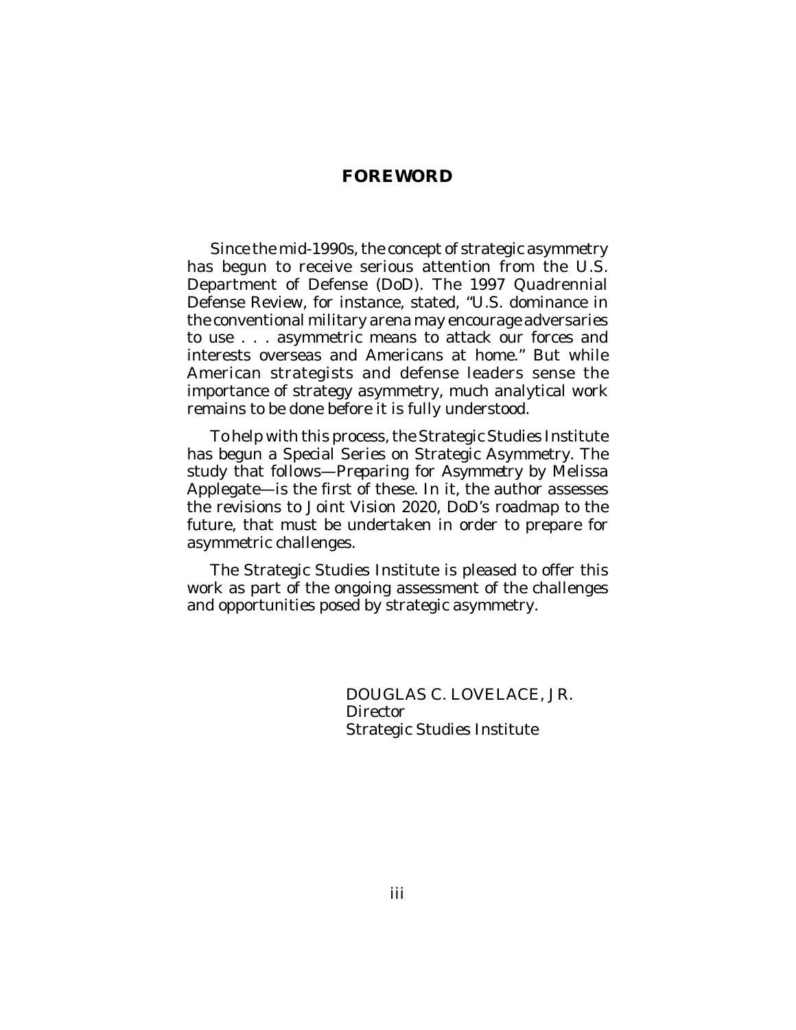# FOREWORD

Since the mid-1990s, the concept of strategic asymmetry has begun to receive serious attention from the U.S. Department of Defense (DoD). The 1997 Quadrennial Defense Review, for instance, stated, "U.S. dominance in the conventional military arena may encourage adversaries to use . . . asymmetric means to attack our forces and interests overseas and Americans at home." But while American strategists and defense leaders sense the importance of strategy asymmetry, much analytical work remains to be done before it is fully understood.

To help with this process, the Strategic Studies Institute has begun a Special Series on Strategic Asymmetry. The study that follows—*Preparing for Asymmetry* by Melissa Applegate—is the first of these. In it, the author assesses the revisions to Joint Vision 2020, DoD's roadmap to the future, that must be undertaken in order to prepare for asymmetric challenges.

The Strategic Studies Institute is pleased to offer this work as part of the ongoing assessment of the challenges and opportunities posed by strategic asymmetry.

DOUGLAS C. LOVELACE, JR.
Director
Strategic Studies Institute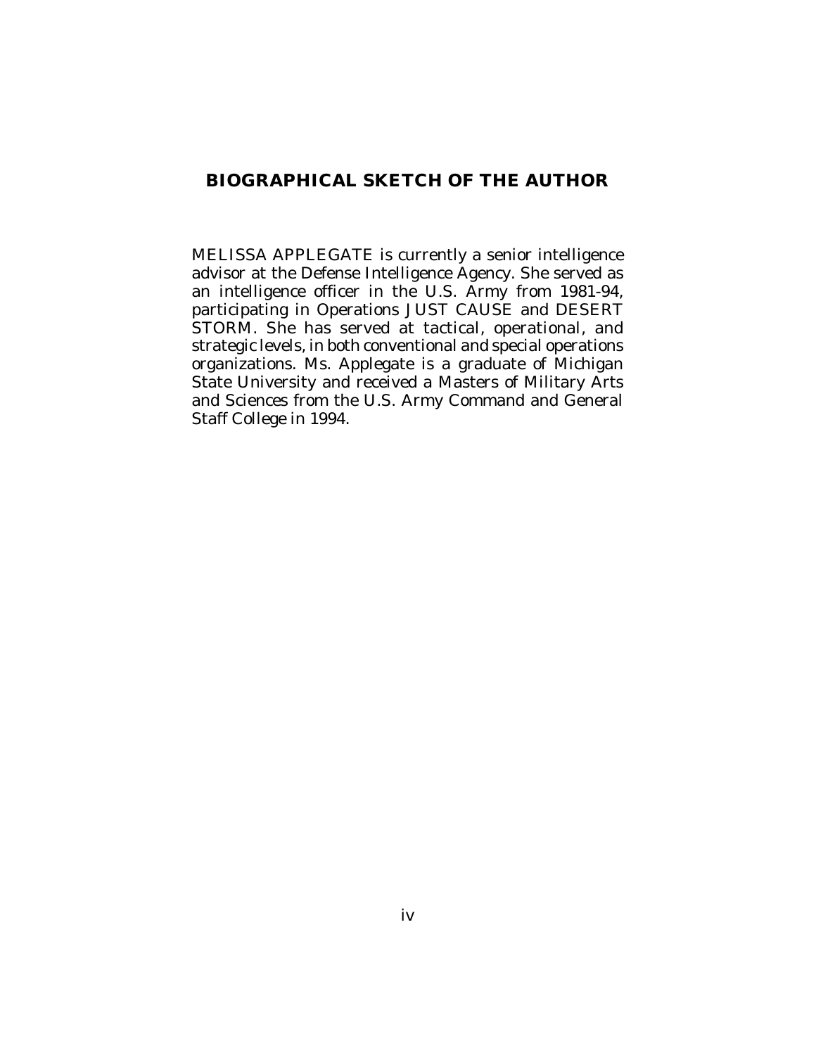## BIOGRAPHICAL SKETCH OF THE AUTHOR

MELISSA APPLEGATE is currently a senior intelligence advisor at the Defense Intelligence Agency. She served as an intelligence officer in the U.S. Army from 1981-94, participating in Operations JUST CAUSE and DESERT STORM. She has served at tactical, operational, and strategic levels, in both conventional and special operations organizations. Ms. Applegate is a graduate of Michigan State University and received a Masters of Military Arts and Sciences from the U.S. Army Command and General Staff College in 1994.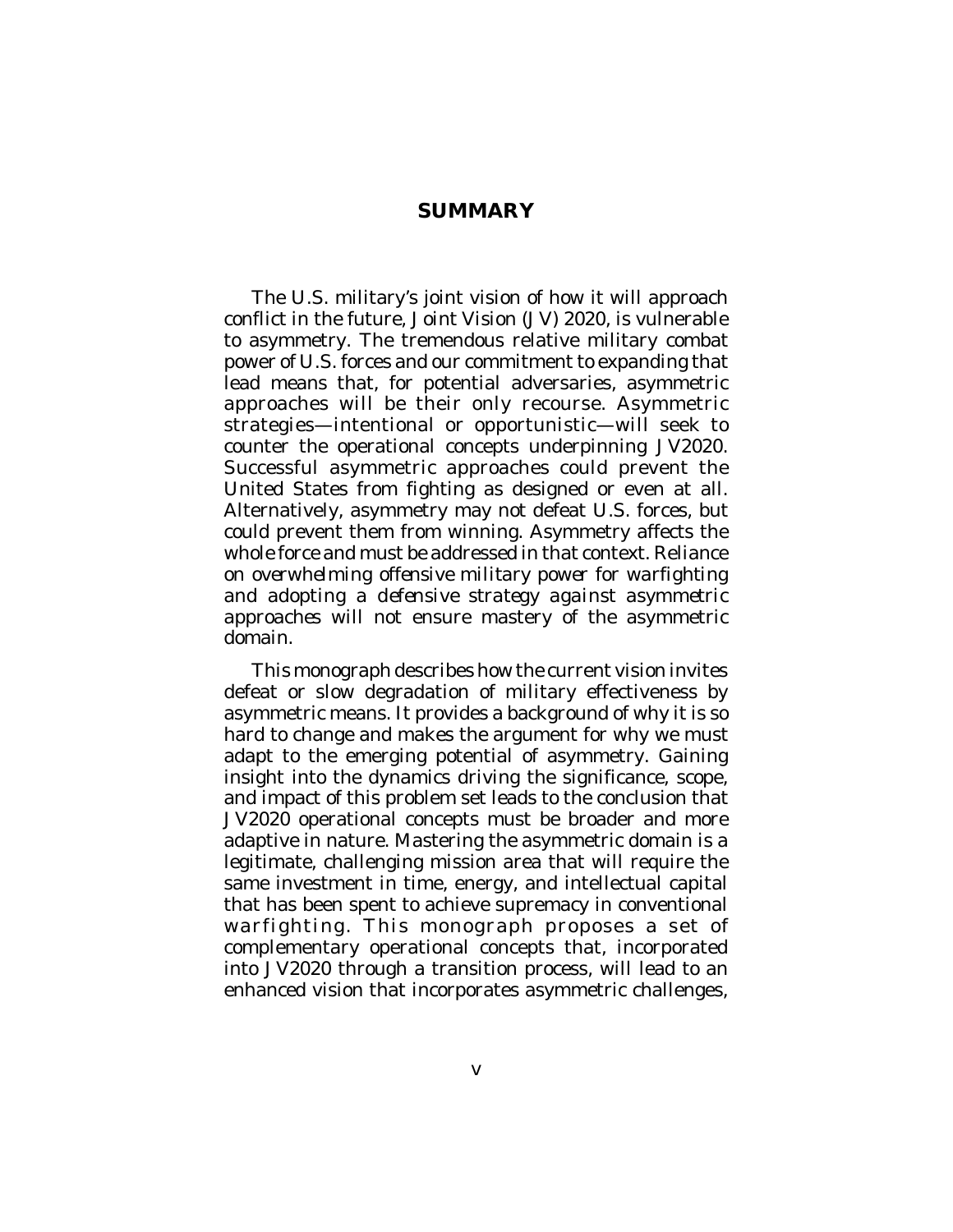## SUMMARY

The U.S. military's joint vision of how it will approach conflict in the future, Joint Vision (JV) 2020, is vulnerable to asymmetry. The tremendous relative military combat power of U.S. forces and our commitment to expanding that lead means that, for potential adversaries, asymmetric approaches will be their only recourse. Asymmetric strategies—intentional or opportunistic—will seek to counter the operational concepts underpinning JV2020. Successful asymmetric approaches could prevent the United States from fighting as designed or even at all. Alternatively, asymmetry may not defeat U.S. forces, but could prevent them from winning. Asymmetry affects the whole force and must be addressed in that context. Reliance on *overwhelming offensive* military power for warfighting and adopting a *defensive* strategy against asymmetric approaches will not ensure mastery of the asymmetric domain.

This monograph describes how the current vision invites defeat or slow degradation of military effectiveness by asymmetric means. It provides a background of why it is so hard to change and makes the argument for why we must adapt to the emerging potential of asymmetry. Gaining insight into the dynamics driving the significance, scope, and impact of this problem set leads to the conclusion that JV2020 operational concepts must be broader and more adaptive in nature. Mastering the asymmetric domain is a legitimate, challenging mission area that will require the same investment in time, energy, and intellectual capital that has been spent to achieve supremacy in conventional warfighting. This monograph proposes a set of complementary operational concepts that, incorporated into JV2020 through a transition process, will lead to an enhanced vision that incorporates asymmetric challenges,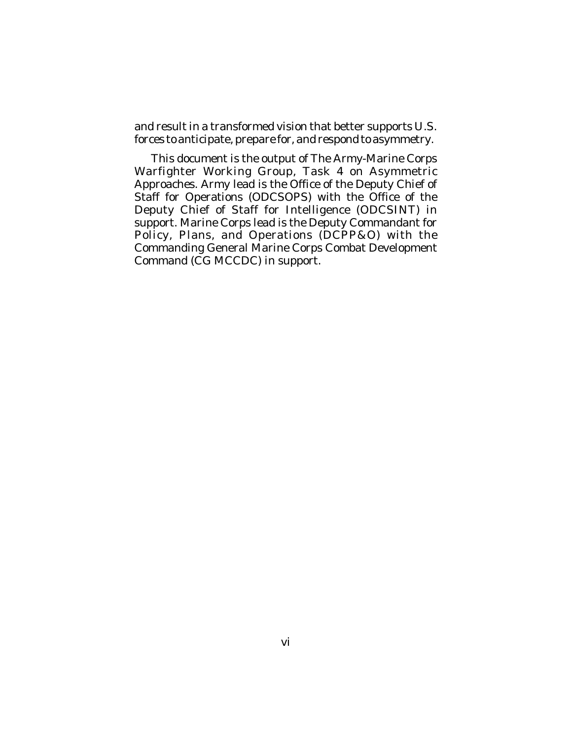and result in a transformed vision that better supports U.S. forces to anticipate, prepare for, and respond to asymmetry.

This document is the output of The Army-Marine Corps Warfighter Working Group, Task 4 on Asymmetric Approaches. Army lead is the Office of the Deputy Chief of Staff for Operations (ODCSOPS) with the Office of the Deputy Chief of Staff for Intelligence (ODCSINT) in support. Marine Corps lead is the Deputy Commandant for Policy, Plans, and Operations (DCPP&O) with the Commanding General Marine Corps Combat Development Command (CG MCCDC) in support.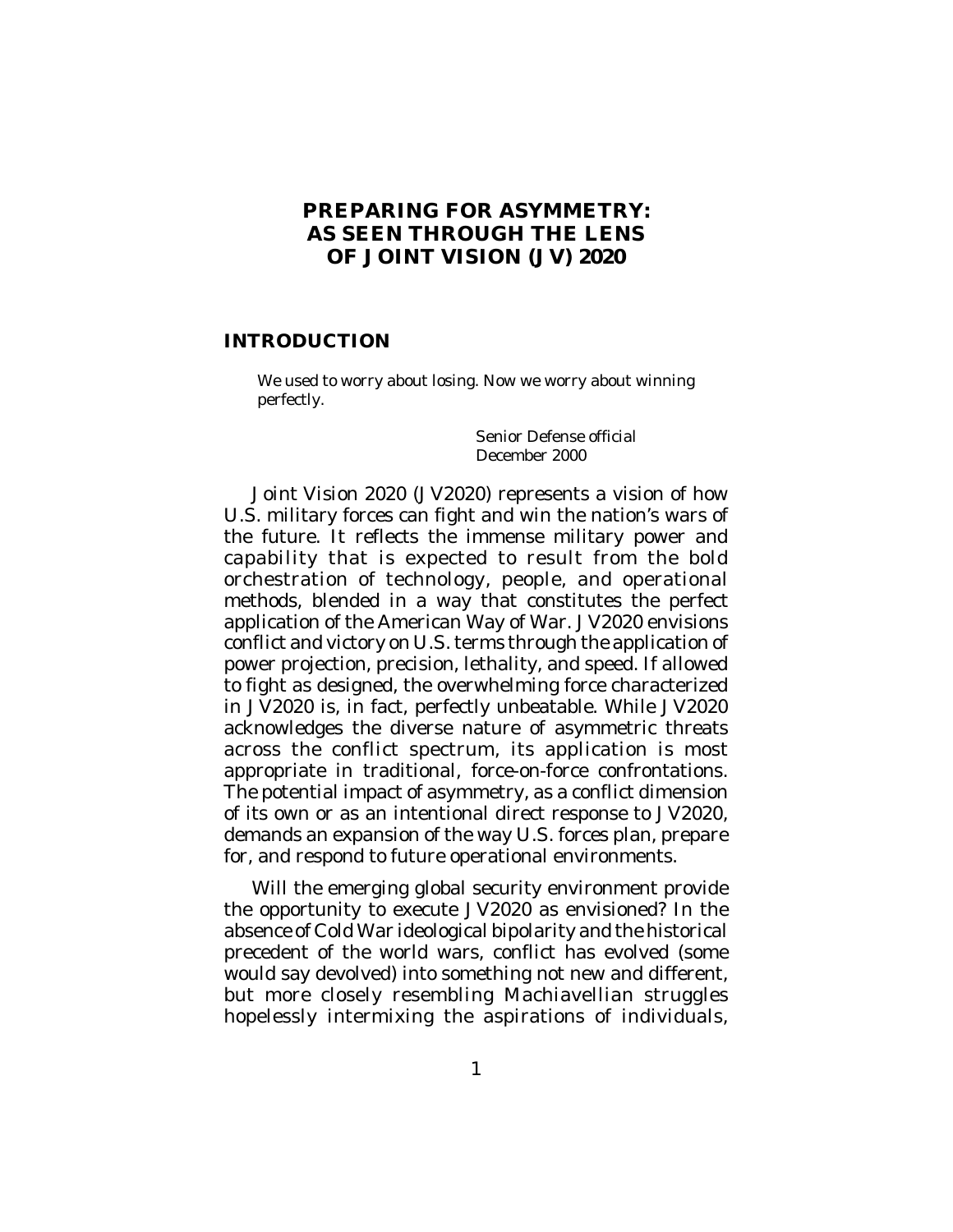# PREPARING FOR ASYMMETRY: AS SEEN THROUGH THE LENS OF JOINT VISION (JV) 2020

## INTRODUCTION

> We used to worry about losing. Now we worry about winning perfectly.
>
> Senior Defense official
> December 2000

Joint Vision 2020 (JV2020) represents a vision of how U.S. military forces can fight and win the nation's wars of the future. It reflects the immense military power and capability that is expected to result from the bold orchestration of technology, people, and operational methods, blended in a way that constitutes the perfect application of the American Way of War. JV2020 envisions conflict and victory on U.S. terms through the application of power projection, precision, lethality, and speed. If allowed to fight as designed, the overwhelming force characterized in JV2020 is, in fact, perfectly unbeatable. While JV2020 acknowledges the diverse nature of asymmetric threats across the conflict spectrum, its application is most appropriate in traditional, force-on-force confrontations. The potential impact of asymmetry, as a conflict dimension of its own or as an intentional direct response to JV2020, demands an expansion of the way U.S. forces plan, prepare for, and respond to future operational environments.

Will the emerging global security environment provide the opportunity to execute JV2020 as envisioned? In the absence of Cold War ideological bipolarity and the historical precedent of the world wars, conflict has evolved (some would say devolved) into something not new and different, but more closely resembling Machiavellian struggles hopelessly intermixing the aspirations of individuals,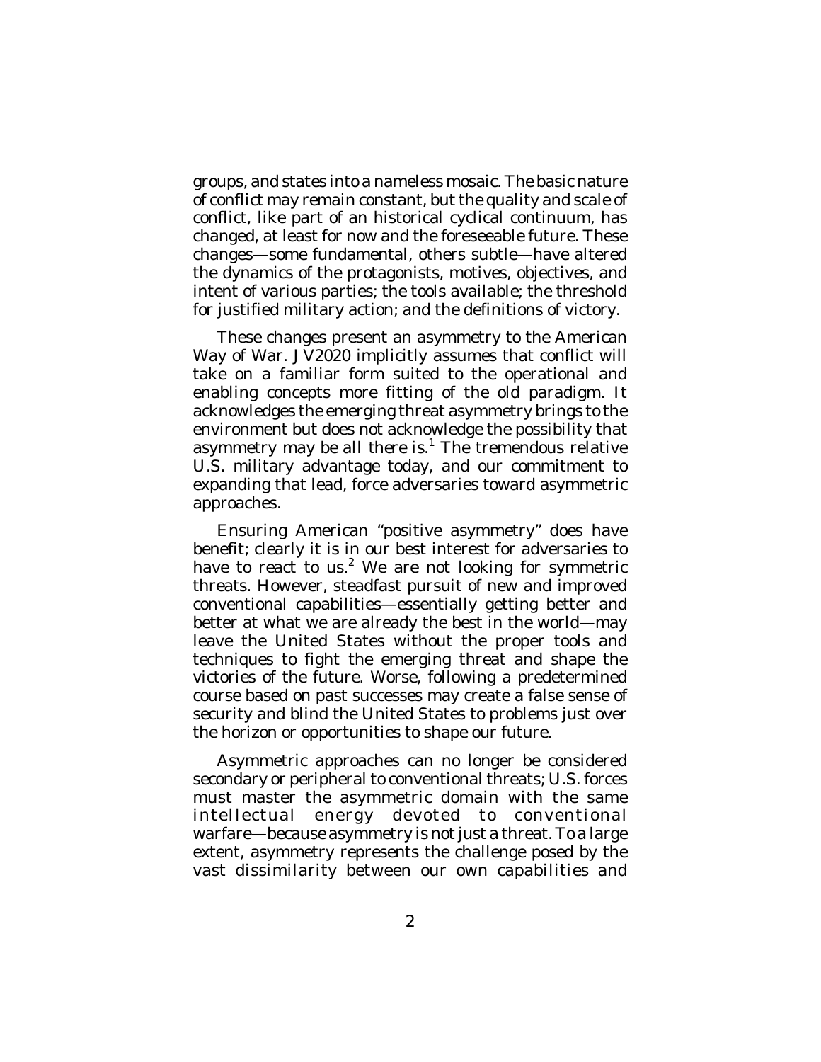groups, and states into a nameless mosaic. The basic nature of conflict may remain constant, but the quality and scale of conflict, like part of an historical cyclical continuum, has changed, at least for now and the foreseeable future. These changes—some fundamental, others subtle—have altered the dynamics of the protagonists, motives, objectives, and intent of various parties; the tools available; the threshold for justified military action; and the definitions of victory.

These changes present an asymmetry to the American Way of War. JV2020 implicitly assumes that conflict will take on a familiar form suited to the operational and enabling concepts more fitting of the old paradigm. It acknowledges the emerging threat asymmetry brings to the environment but does not acknowledge the possibility that asymmetry may be *all there is*.[1] The tremendous relative U.S. military advantage today, and our commitment to expanding that lead, force adversaries toward asymmetric approaches.

Ensuring American "positive asymmetry" does have benefit; clearly it is in our best interest for adversaries to have to react to us.[2] We are not looking for symmetric threats. However, steadfast pursuit of new and improved conventional capabilities—essentially getting better and better at what we are already the best in the world—may leave the United States without the proper tools and techniques to fight the emerging threat and shape the victories of the future. Worse, following a predetermined course based on past successes may create a false sense of security and blind the United States to problems just over the horizon or opportunities to shape our future.

Asymmetric approaches can no longer be considered secondary or peripheral to conventional threats; U.S. forces must master the asymmetric domain with the same intellectual energy devoted to conventional warfare—because asymmetry is not just a threat. To a large extent, asymmetry represents the challenge posed by the vast dissimilarity between our own capabilities and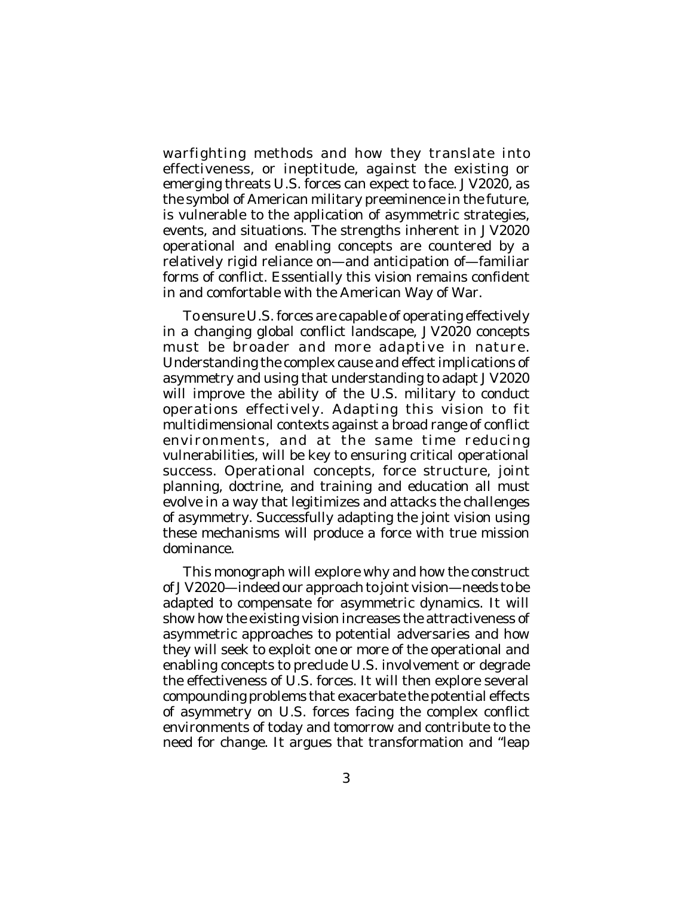warfighting methods and how they translate into effectiveness, or ineptitude, against the existing or emerging threats U.S. forces can expect to face. JV2020, as the symbol of American military preeminence in the future, is vulnerable to the application of asymmetric strategies, events, and situations. The strengths inherent in JV2020 operational and enabling concepts are countered by a relatively rigid reliance on—and anticipation of—familiar forms of conflict. Essentially this vision remains confident in and comfortable with the American Way of War.

To ensure U.S. forces are capable of operating effectively in a changing global conflict landscape, JV2020 concepts must be broader and more adaptive in nature. Understanding the complex cause and effect implications of asymmetry and using that understanding to adapt JV2020 will improve the ability of the U.S. military to conduct operations effectively. Adapting this vision to fit multidimensional contexts against a broad range of conflict environments, and at the same time reducing vulnerabilities, will be key to ensuring critical operational success. Operational concepts, force structure, joint planning, doctrine, and training and education all must evolve in a way that legitimizes and attacks the challenges of asymmetry. Successfully adapting the joint vision using these mechanisms will produce a force with true mission dominance.

This monograph will explore why and how the construct of JV2020—indeed our approach to joint vision—needs to be adapted to compensate for asymmetric dynamics. It will show how the existing vision increases the attractiveness of asymmetric approaches to potential adversaries and how they will seek to exploit one or more of the operational and enabling concepts to preclude U.S. involvement or degrade the effectiveness of U.S. forces. It will then explore several compounding problems that exacerbate the potential effects of asymmetry on U.S. forces facing the complex conflict environments of today and tomorrow and contribute to the need for change. It argues that transformation and "leap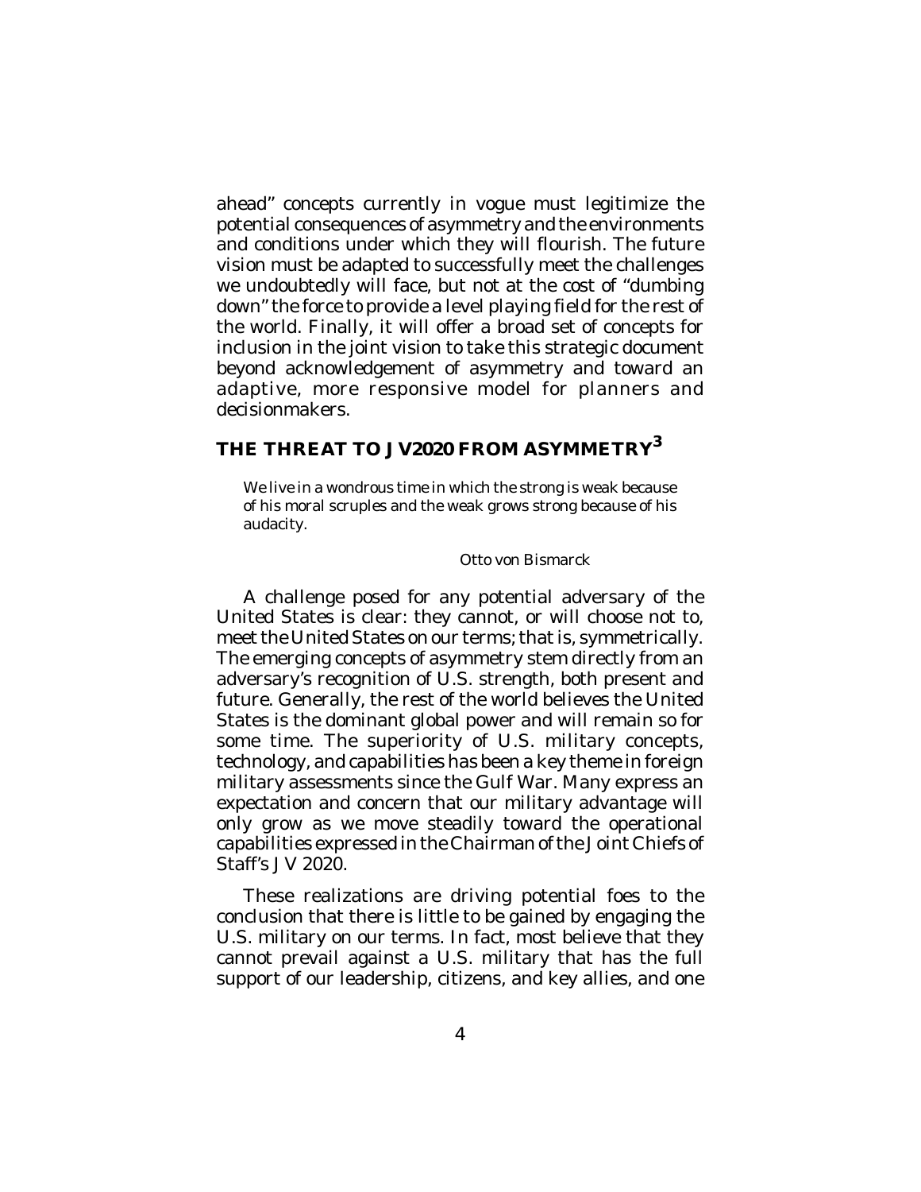ahead" concepts currently in vogue must legitimize the potential consequences of asymmetry and the environments and conditions under which they will flourish. The future vision must be adapted to successfully meet the challenges we undoubtedly will face, but not at the cost of "dumbing down" the force to provide a level playing field for the rest of the world. Finally, it will offer a broad set of concepts for inclusion in the joint vision to take this strategic document beyond acknowledgement of asymmetry and toward an adaptive, more responsive model for planners and decisionmakers.

## THE THREAT TO JV2020 FROM ASYMMETRY[3]

> We live in a wondrous time in which the strong is weak because of his moral scruples and the weak grows strong because of his audacity.
>
> Otto von Bismarck

A challenge posed for any potential adversary of the United States is clear: they cannot, or will choose not to, meet the United States on our terms; that is, symmetrically. The emerging concepts of asymmetry stem directly from an adversary's recognition of U.S. strength, both present and future. Generally, the rest of the world believes the United States is the dominant global power and will remain so for some time. The superiority of U.S. military concepts, technology, and capabilities has been a key theme in foreign military assessments since the Gulf War. Many express an expectation and concern that our military advantage will only grow as we move steadily toward the operational capabilities expressed in the Chairman of the Joint Chiefs of Staff's JV 2020.

These realizations are driving potential foes to the conclusion that there is little to be gained by engaging the U.S. military on our terms. In fact, most believe that they cannot prevail against a U.S. military that has the full support of our leadership, citizens, and key allies, and one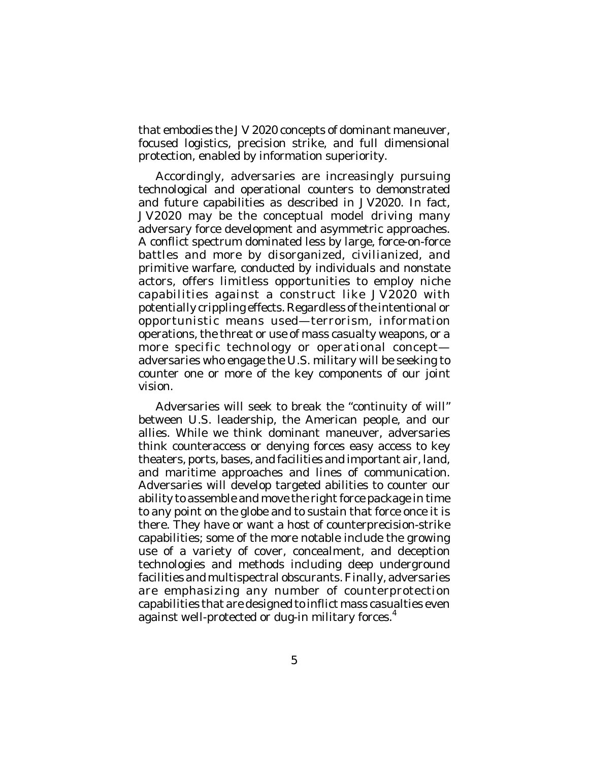that embodies the JV 2020 concepts of dominant maneuver, focused logistics, precision strike, and full dimensional protection, enabled by information superiority.

Accordingly, adversaries are increasingly pursuing technological and operational counters to demonstrated and future capabilities as described in JV2020. In fact, JV2020 may be the conceptual model driving many adversary force development and asymmetric approaches. A conflict spectrum dominated less by large, force-on-force battles and more by disorganized, civilianized, and primitive warfare, conducted by individuals and nonstate actors, offers limitless opportunities to employ niche capabilities against a construct like JV2020 with potentially crippling effects. Regardless of the intentional or opportunistic means used—terrorism, information operations, the threat or use of mass casualty weapons, or a more specific technology or operational concept—adversaries who engage the U.S. military will be seeking to counter one or more of the key components of our joint vision.

Adversaries will seek to break the "continuity of will" between U.S. leadership, the American people, and our allies. While we think dominant maneuver, adversaries think counteraccess or denying forces easy access to key theaters, ports, bases, and facilities and important air, land, and maritime approaches and lines of communication. Adversaries will develop targeted abilities to counter our ability to assemble and move the right force package in time to any point on the globe and to sustain that force once it is there. They have or want a host of counterprecision-strike capabilities; some of the more notable include the growing use of a variety of cover, concealment, and deception technologies and methods including deep underground facilities and multispectral obscurants. Finally, adversaries are emphasizing any number of counterprotection capabilities that are designed to inflict mass casualties even against well-protected or dug-in military forces.[4]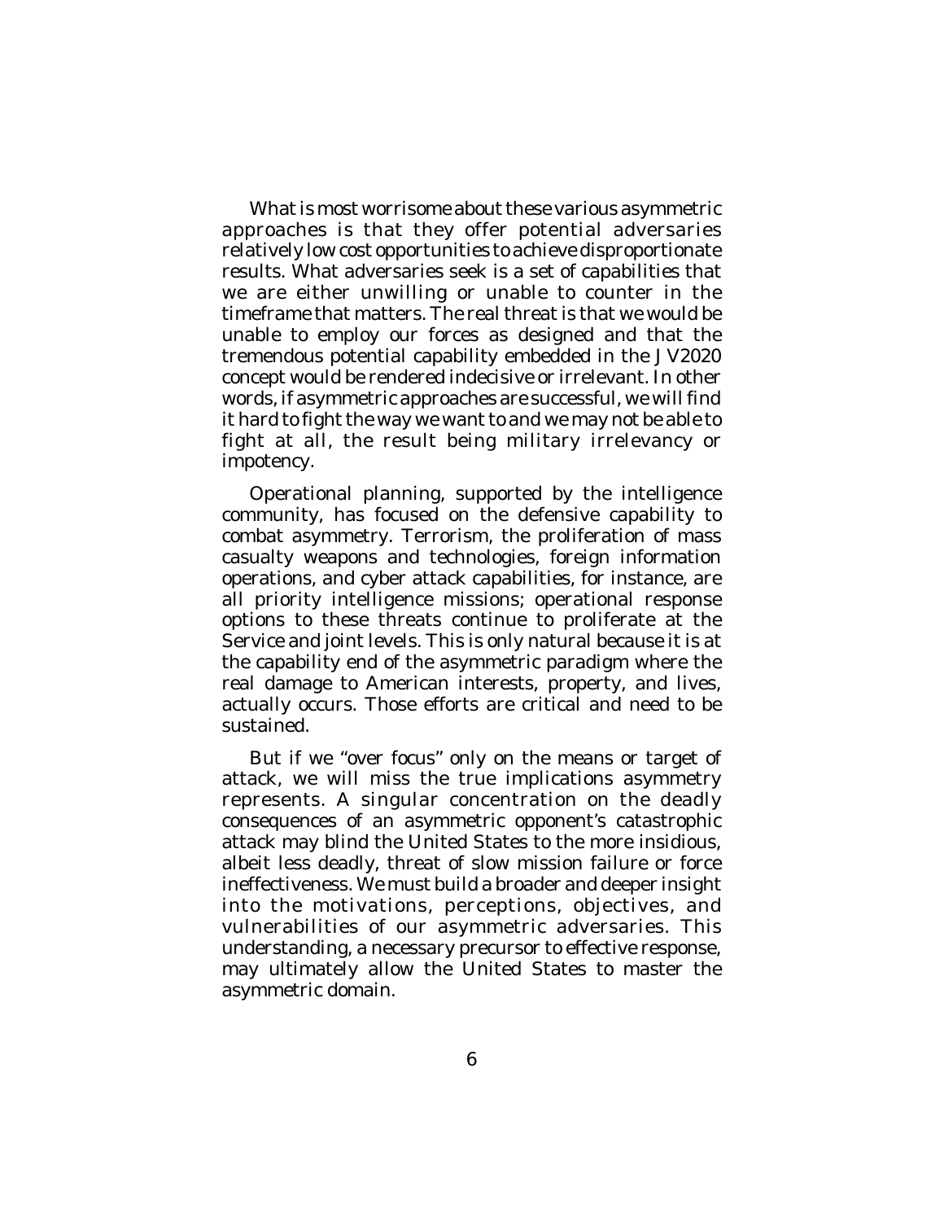What is most worrisome about these various asymmetric approaches is that they offer potential adversaries relatively low cost opportunities to achieve disproportionate results. What adversaries seek is a set of capabilities that we are either unwilling or unable to counter in the timeframe that matters. The real threat is that we would be unable to employ our forces as designed and that the tremendous potential capability embedded in the JV2020 concept would be rendered indecisive or irrelevant. In other words, if asymmetric approaches are successful, we will find it hard to fight the way we want to and we may not be able to fight at all, the result being military irrelevancy or impotency.

Operational planning, supported by the intelligence community, has focused on the defensive capability to combat asymmetry. Terrorism, the proliferation of mass casualty weapons and technologies, foreign information operations, and cyber attack capabilities, for instance, are all priority intelligence missions; operational response options to these threats continue to proliferate at the Service and joint levels. This is only natural because it is at the capability end of the asymmetric paradigm where the real damage to American interests, property, and lives, actually occurs. Those efforts are critical and need to be sustained.

But if we "over focus" only on the means or target of attack, we will miss the true implications asymmetry represents. A singular concentration on the deadly consequences of an asymmetric opponent's catastrophic attack may blind the United States to the more insidious, albeit less deadly, threat of slow mission failure or force ineffectiveness. We must build a broader and deeper insight into the motivations, perceptions, objectives, and vulnerabilities of our asymmetric adversaries. This understanding, a necessary precursor to effective response, may ultimately allow the United States to master the asymmetric domain.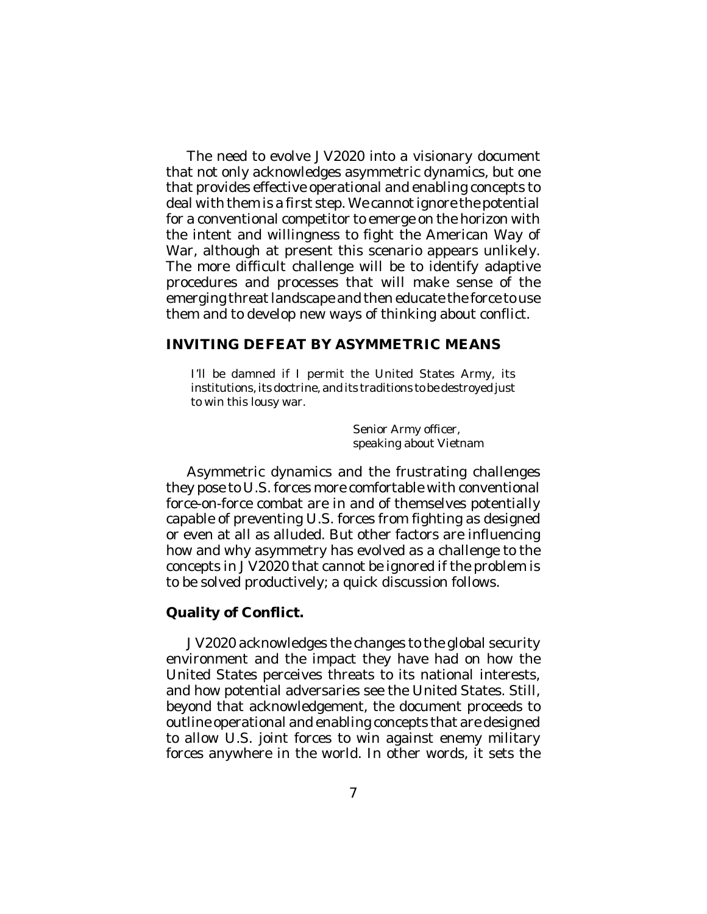The need to evolve JV2020 into a visionary document that not only acknowledges asymmetric dynamics, but one that provides effective operational and enabling concepts to deal with them is a first step. We cannot ignore the potential for a conventional competitor to emerge on the horizon with the intent and willingness to fight the American Way of War, although at present this scenario appears unlikely. The more difficult challenge will be to identify adaptive procedures and processes that will make sense of the emerging threat landscape and then educate the force to use them and to develop new ways of thinking about conflict.

## INVITING DEFEAT BY ASYMMETRIC MEANS

> I'll be damned if I permit the United States Army, its institutions, its doctrine, and its traditions to be destroyed just to win this lousy war.
>
> Senior Army officer,
> speaking about Vietnam

Asymmetric dynamics and the frustrating challenges they pose to U.S. forces more comfortable with conventional force-on-force combat are in and of themselves potentially capable of preventing U.S. forces from fighting as designed or even at all as alluded. But other factors are influencing how and why asymmetry has evolved as a challenge to the concepts in JV2020 that cannot be ignored if the problem is to be solved productively; a quick discussion follows.

### Quality of Conflict.

JV2020 acknowledges the changes to the global security environment and the impact they have had on how the United States perceives threats to its national interests, and how potential adversaries see the United States. Still, beyond that acknowledgement, the document proceeds to outline operational and enabling concepts that are designed to allow U.S. joint forces to win against enemy military forces anywhere in the world. In other words, it sets the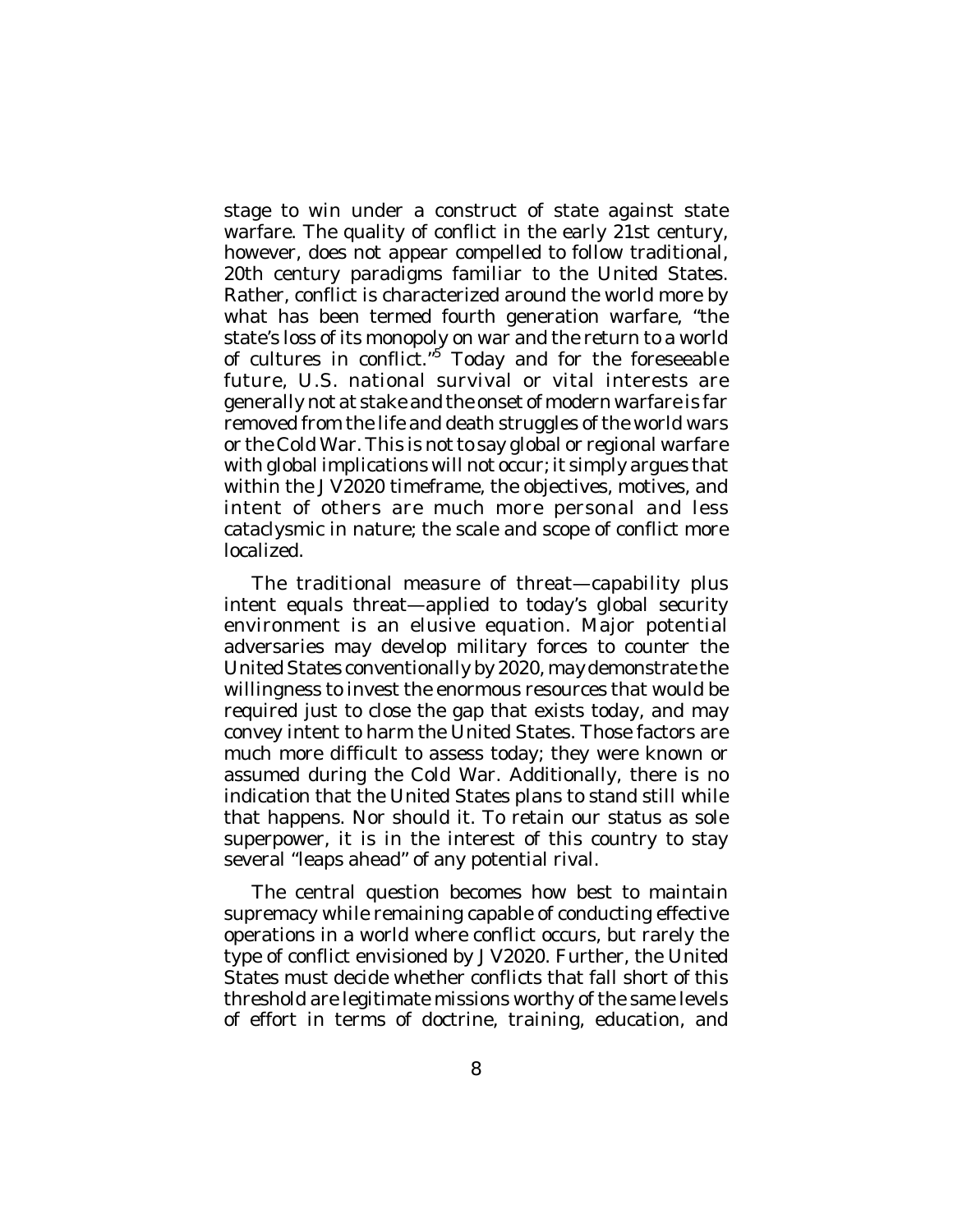stage to win under a construct of state against state warfare. The quality of conflict in the early 21st century, however, does not appear compelled to follow traditional, 20th century paradigms familiar to the United States. Rather, conflict is characterized around the world more by what has been termed fourth generation warfare, "the state's loss of its monopoly on war and the return to a world of cultures in conflict."[5] Today and for the foreseeable future, U.S. national survival or vital interests are generally not at stake and the onset of modern warfare is far removed from the life and death struggles of the world wars or the Cold War. This is not to say global or regional warfare with global implications will not occur; it simply argues that within the JV2020 timeframe, the objectives, motives, and intent of others are much more personal and less cataclysmic in nature; the scale and scope of conflict more localized.

The traditional measure of threat—capability plus intent equals threat—applied to today's global security environment is an elusive equation. Major potential adversaries may develop military forces to counter the United States conventionally by 2020, may demonstrate the willingness to invest the enormous resources that would be required just to close the gap that exists today, and may convey intent to harm the United States. Those factors are much more difficult to assess today; they were known or assumed during the Cold War. Additionally, there is no indication that the United States plans to stand still while that happens. Nor should it. To retain our status as sole superpower, it is in the interest of this country to stay several "leaps ahead" of any potential rival.

The central question becomes how best to maintain supremacy while remaining capable of conducting effective operations in a world where conflict occurs, but rarely the type of conflict envisioned by JV2020. Further, the United States must decide whether conflicts that fall short of this threshold are legitimate missions worthy of the same levels of effort in terms of doctrine, training, education, and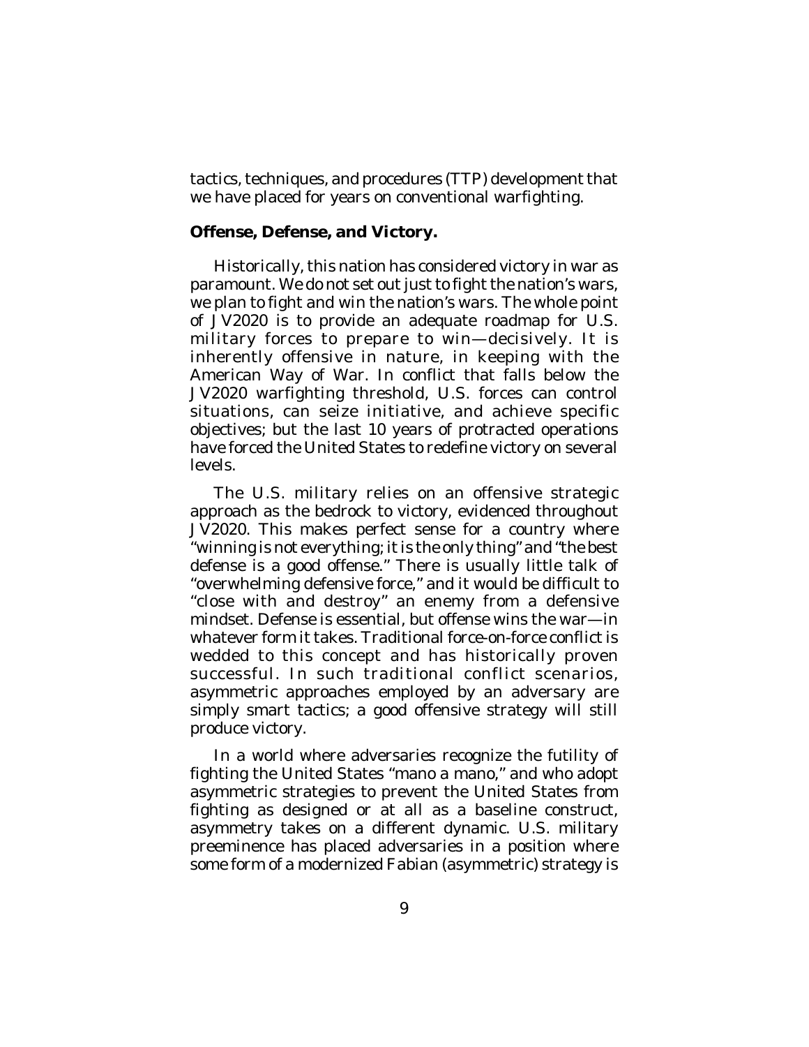tactics, techniques, and procedures (TTP) development that we have placed for years on conventional warfighting.

**Offense, Defense, and Victory.**

Historically, this nation has considered victory in war as paramount. We do not set out just to fight the nation's wars, we plan to fight and win the nation's wars. The whole point of JV2020 is to provide an adequate roadmap for U.S. military forces to prepare to win—decisively. It is inherently offensive in nature, in keeping with the American Way of War. In conflict that falls below the JV2020 warfighting threshold, U.S. forces can control situations, can seize initiative, and achieve specific objectives; but the last 10 years of protracted operations have forced the United States to redefine victory on several levels.

The U.S. military relies on an offensive strategic approach as the bedrock to victory, evidenced throughout JV2020. This makes perfect sense for a country where "winning is not everything; it is the only thing" and "the best defense is a good offense." There is usually little talk of "overwhelming defensive force," and it would be difficult to "close with and destroy" an enemy from a defensive mindset. Defense is essential, but offense wins the war—in whatever form it takes. Traditional force-on-force conflict is wedded to this concept and has historically proven successful. In such traditional conflict scenarios, asymmetric approaches employed by an adversary are simply smart tactics; a good offensive strategy will still produce victory.

In a world where adversaries recognize the futility of fighting the United States "mano a mano," and who adopt asymmetric strategies to prevent the United States from fighting as designed or at all as a baseline construct, asymmetry takes on a different dynamic. U.S. military preeminence has placed adversaries in a position where some form of a modernized Fabian (asymmetric) strategy is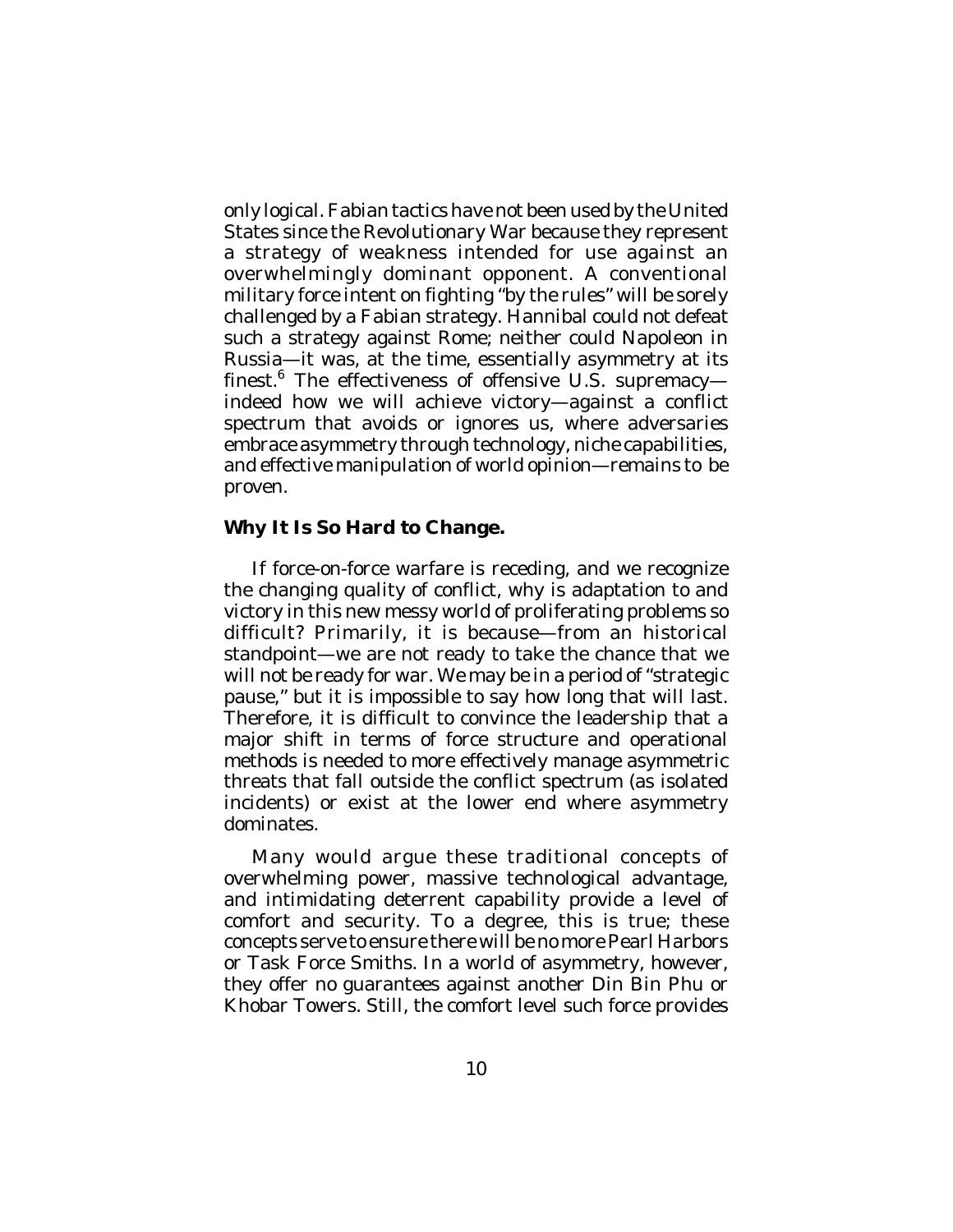only logical. Fabian tactics have not been used by the United States since the Revolutionary War because they represent a strategy of weakness intended for use against an overwhelmingly dominant opponent. A conventional military force intent on fighting "by the rules" will be sorely challenged by a Fabian strategy. Hannibal could not defeat such a strategy against Rome; neither could Napoleon in Russia—it was, at the time, essentially asymmetry at its finest.[6] The effectiveness of offensive U.S. supremacy—indeed how we will achieve victory—against a conflict spectrum that avoids or ignores us, where adversaries embrace asymmetry through technology, niche capabilities, and effective manipulation of world opinion—remains to be proven.

**Why It Is So Hard to Change.**

If force-on-force warfare is receding, and we recognize the changing quality of conflict, why is adaptation to and victory in this new messy world of proliferating problems so difficult? Primarily, it is because—from an historical standpoint—we are not ready to take the chance that we will not be ready for war. We may be in a period of "strategic pause," but it is impossible to say how long that will last. Therefore, it is difficult to convince the leadership that a major shift in terms of force structure and operational methods is needed to more effectively manage asymmetric threats that fall outside the conflict spectrum (as isolated incidents) or exist at the lower end where asymmetry dominates.

Many would argue these traditional concepts of overwhelming power, massive technological advantage, and intimidating deterrent capability provide a level of comfort and security. To a degree, this is true; these concepts serve to ensure there will be no more Pearl Harbors or Task Force Smiths. In a world of asymmetry, however, they offer no guarantees against another Din Bin Phu or Khobar Towers. Still, the comfort level such force provides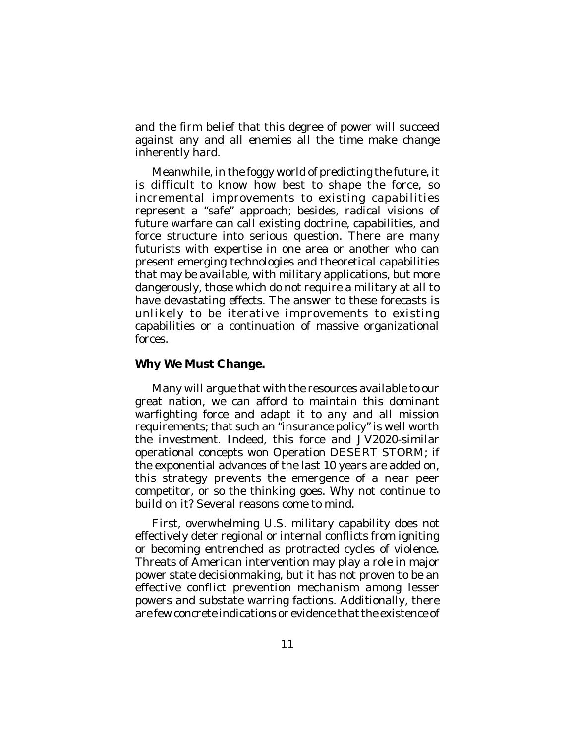and the firm belief that this degree of power will succeed against any and all enemies all the time make change inherently hard.

Meanwhile, in the foggy world of predicting the future, it is difficult to know how best to shape the force, so incremental improvements to existing capabilities represent a "safe" approach; besides, radical visions of future warfare can call existing doctrine, capabilities, and force structure into serious question. There are many futurists with expertise in one area or another who can present emerging technologies and theoretical capabilities that may be available, with military applications, but more dangerously, those which do not require a military at all to have devastating effects. The answer to these forecasts is unlikely to be iterative improvements to existing capabilities or a continuation of massive organizational forces.

**Why We Must Change.**

Many will argue that with the resources available to our great nation, we can afford to maintain this dominant warfighting force and adapt it to any and all mission requirements; that such an "insurance policy" is well worth the investment. Indeed, this force and JV2020-similar operational concepts won Operation DESERT STORM; if the exponential advances of the last 10 years are added on, this strategy prevents the emergence of a near peer competitor, or so the thinking goes. Why not continue to build on it? Several reasons come to mind.

First, overwhelming U.S. military capability does not effectively deter regional or internal conflicts from igniting or becoming entrenched as protracted cycles of violence. Threats of American intervention may play a role in major power state decisionmaking, but it has not proven to be an effective conflict prevention mechanism among lesser powers and substate warring factions. Additionally, there are few concrete indications or evidence that the existence of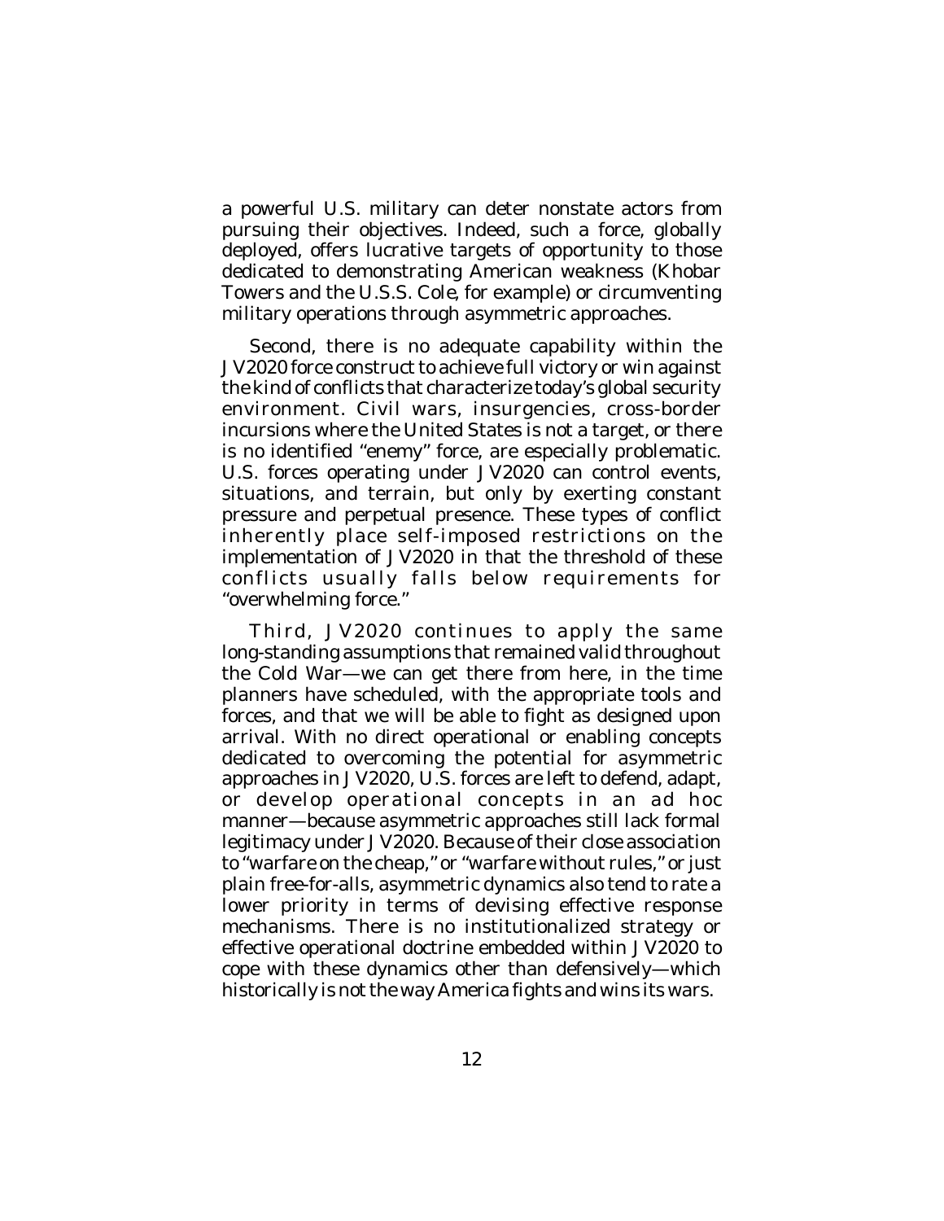a powerful U.S. military can deter nonstate actors from pursuing their objectives. Indeed, such a force, globally deployed, offers lucrative targets of opportunity to those dedicated to demonstrating American weakness (Khobar Towers and the U.S.S. Cole, for example) or circumventing military operations through asymmetric approaches.

Second, there is no adequate capability within the JV2020 force construct to achieve full victory or win against the kind of conflicts that characterize today's global security environment. Civil wars, insurgencies, cross-border incursions where the United States is not a target, or there is no identified "enemy" force, are especially problematic. U.S. forces operating under JV2020 can control events, situations, and terrain, but only by exerting constant pressure and perpetual presence. These types of conflict inherently place self-imposed restrictions on the implementation of JV2020 in that the threshold of these conflicts usually falls below requirements for "overwhelming force."

Third, JV2020 continues to apply the same long-standing assumptions that remained valid throughout the Cold War—we can get there from here, in the time planners have scheduled, with the appropriate tools and forces, and that we will be able to fight as designed upon arrival. With no direct operational or enabling concepts dedicated to overcoming the potential for asymmetric approaches in JV2020, U.S. forces are left to defend, adapt, or develop operational concepts in an ad hoc manner—because asymmetric approaches still lack formal legitimacy under JV2020. Because of their close association to "warfare on the cheap," or "warfare without rules," or just plain free-for-alls, asymmetric dynamics also tend to rate a lower priority in terms of devising effective response mechanisms. There is no institutionalized strategy or effective operational doctrine embedded within JV2020 to cope with these dynamics other than defensively—which historically is not the way America fights and wins its wars.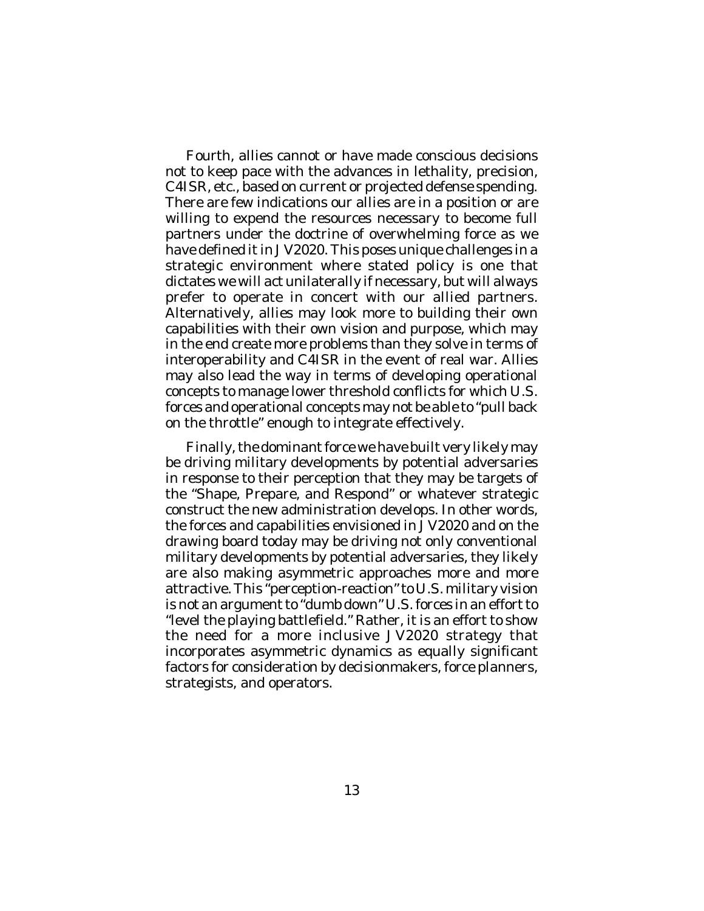Fourth, allies cannot or have made conscious decisions not to keep pace with the advances in lethality, precision, C4ISR, etc., based on current or projected defense spending. There are few indications our allies are in a position or are willing to expend the resources necessary to become full partners under the doctrine of overwhelming force as we have defined it in JV2020. This poses unique challenges in a strategic environment where stated policy is one that dictates we will act unilaterally if necessary, but will always prefer to operate in concert with our allied partners. Alternatively, allies may look more to building their own capabilities with their own vision and purpose, which may in the end create more problems than they solve in terms of interoperability and C4ISR in the event of real war. Allies may also lead the way in terms of developing operational concepts to manage lower threshold conflicts for which U.S. forces and operational concepts may not be able to "pull back on the throttle" enough to integrate effectively.

Finally, the dominant force we have built very likely may be driving military developments by potential adversaries in response to their perception that they may be targets of the "Shape, Prepare, and Respond" or whatever strategic construct the new administration develops. In other words, the forces and capabilities envisioned in JV2020 and on the drawing board today may be driving not only conventional military developments by potential adversaries, they likely are also making asymmetric approaches more and more attractive. This "perception-reaction" to U.S. military vision is not an argument to "dumb down" U.S. forces in an effort to "level the playing battlefield." Rather, it is an effort to show the need for a more inclusive JV2020 strategy that incorporates asymmetric dynamics as equally significant factors for consideration by decisionmakers, force planners, strategists, and operators.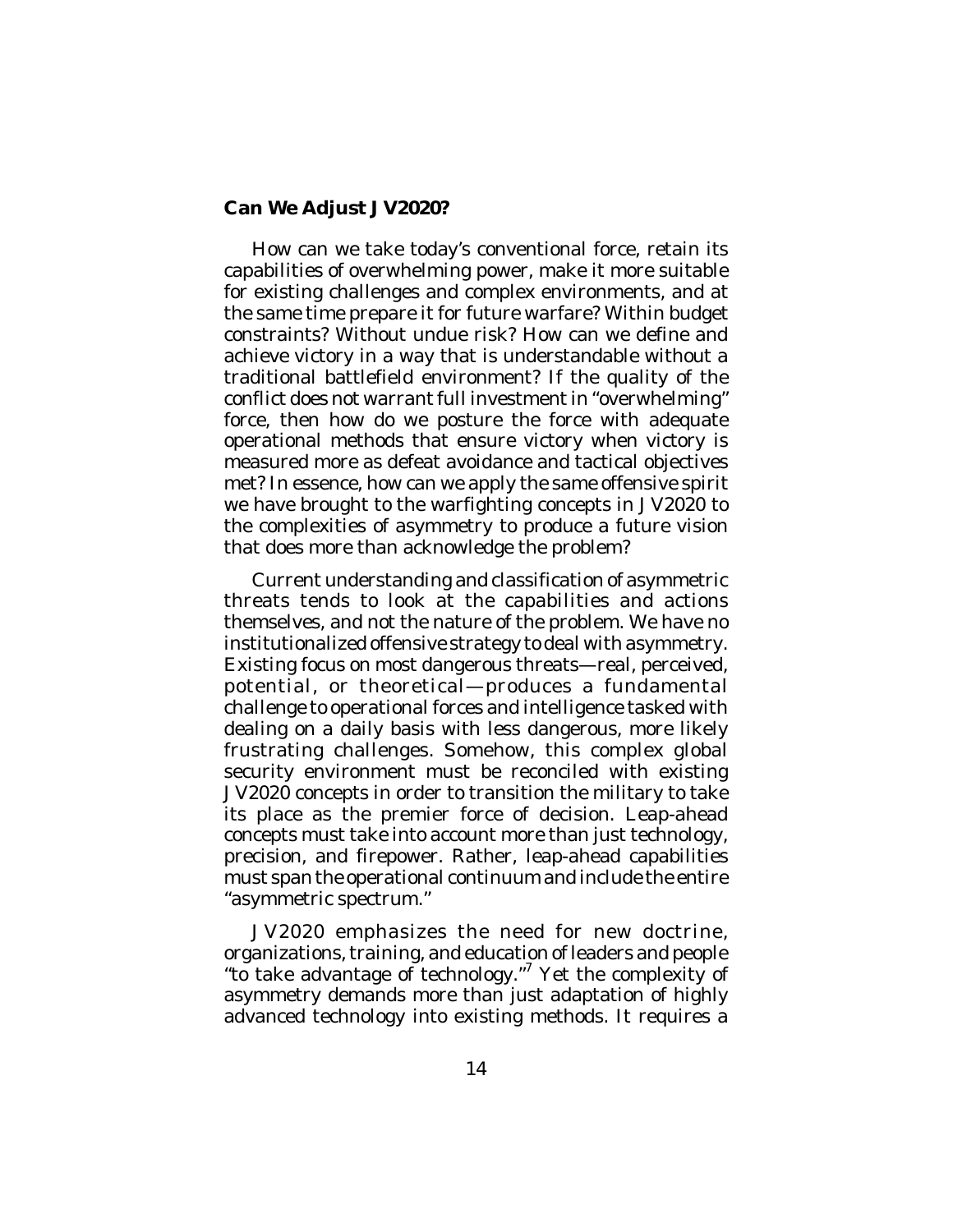### Can We Adjust JV2020?

How can we take today's conventional force, retain its capabilities of overwhelming power, make it more suitable for existing challenges and complex environments, and at the same time prepare it for future warfare? Within budget constraints? Without undue risk? How can we define and achieve victory in a way that is understandable without a traditional battlefield environment? If the quality of the conflict does not warrant full investment in "overwhelming" force, then how do we posture the force with adequate operational methods that ensure victory when victory is measured more as defeat avoidance and tactical objectives met? In essence, how can we apply the same offensive spirit we have brought to the warfighting concepts in JV2020 to the complexities of asymmetry to produce a future vision that does more than acknowledge the problem?

Current understanding and classification of asymmetric threats tends to look at the capabilities and actions themselves, and not the nature of the problem. We have no institutionalized offensive strategy to deal with asymmetry. Existing focus on most dangerous threats—real, perceived, potential, or theoretical—produces a fundamental challenge to operational forces and intelligence tasked with dealing on a daily basis with less dangerous, more likely frustrating challenges. Somehow, this complex global security environment must be reconciled with existing JV2020 concepts in order to transition the military to take its place as the premier force of decision. Leap-ahead concepts must take into account more than just technology, precision, and firepower. Rather, leap-ahead capabilities must span the operational continuum and include the entire "asymmetric spectrum."

JV2020 emphasizes the need for new doctrine, organizations, training, and education of leaders and people "to take advantage of technology."[7] Yet the complexity of asymmetry demands more than just adaptation of highly advanced technology into existing methods. It requires a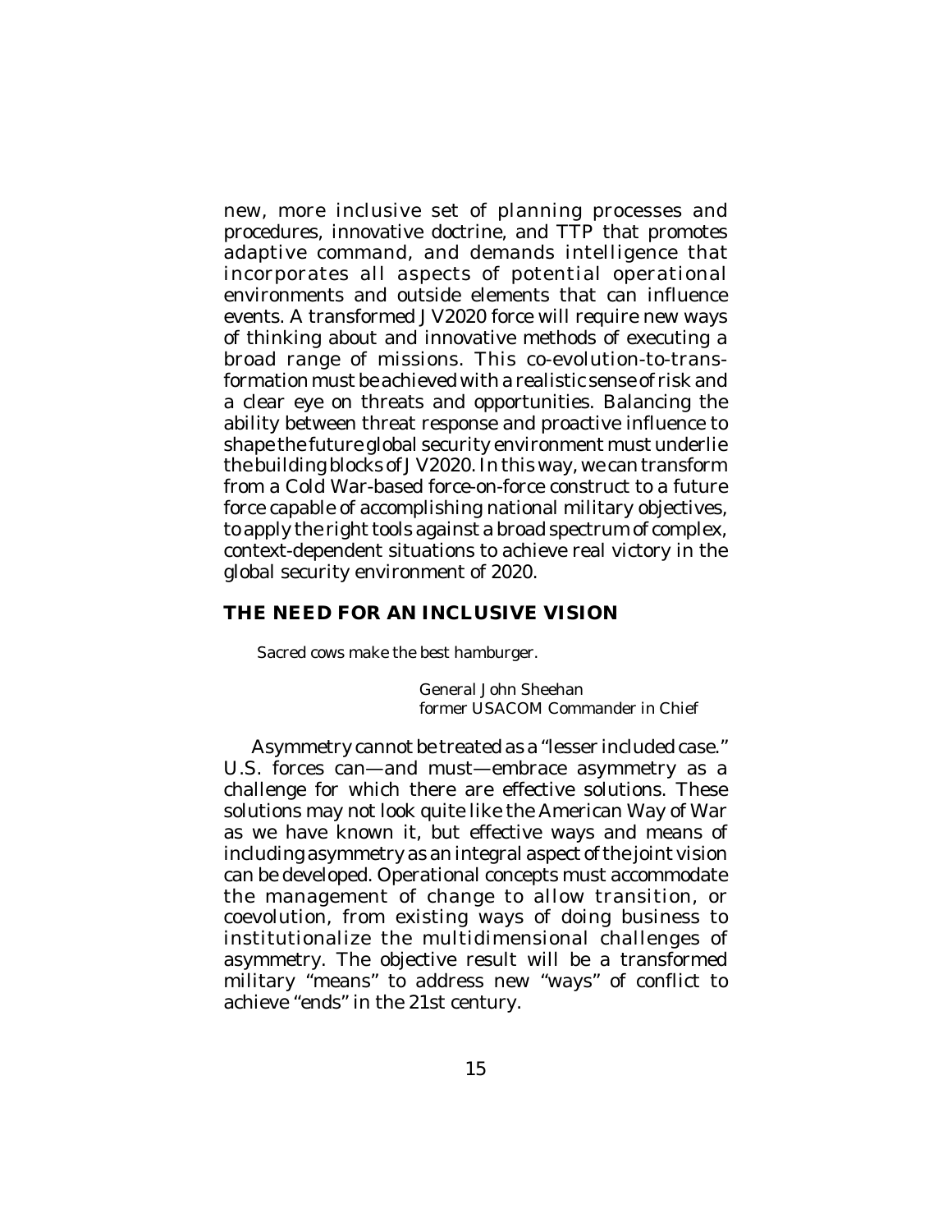new, more inclusive set of planning processes and procedures, innovative doctrine, and TTP that promotes adaptive command, and demands intelligence that incorporates all aspects of potential operational environments and outside elements that can influence events. A transformed JV2020 force will require new ways of thinking about and innovative methods of executing a broad range of missions. This co-evolution-to-transformation must be achieved with a realistic sense of risk and a clear eye on threats and opportunities. Balancing the ability between threat response and proactive influence to shape the future global security environment must underlie the building blocks of JV2020. In this way, we can transform from a Cold War-based force-on-force construct to a future force capable of accomplishing national military objectives, to apply the right tools against a broad spectrum of complex, context-dependent situations to achieve real victory in the global security environment of 2020.

## THE NEED FOR AN INCLUSIVE VISION

> Sacred cows make the best hamburger.
>
> General John Sheehan
> former USACOM Commander in Chief

Asymmetry cannot be treated as a "lesser included case." U.S. forces can—and must—embrace asymmetry as a challenge for which there are effective solutions. These solutions may not look quite like the American Way of War as we have known it, but effective ways and means of including asymmetry as an integral aspect of the joint vision can be developed. Operational concepts must accommodate the management of change to allow transition, or coevolution, from existing ways of doing business to institutionalize the multidimensional challenges of asymmetry. The objective result will be a transformed military "means" to address new "ways" of conflict to achieve "ends" in the 21st century.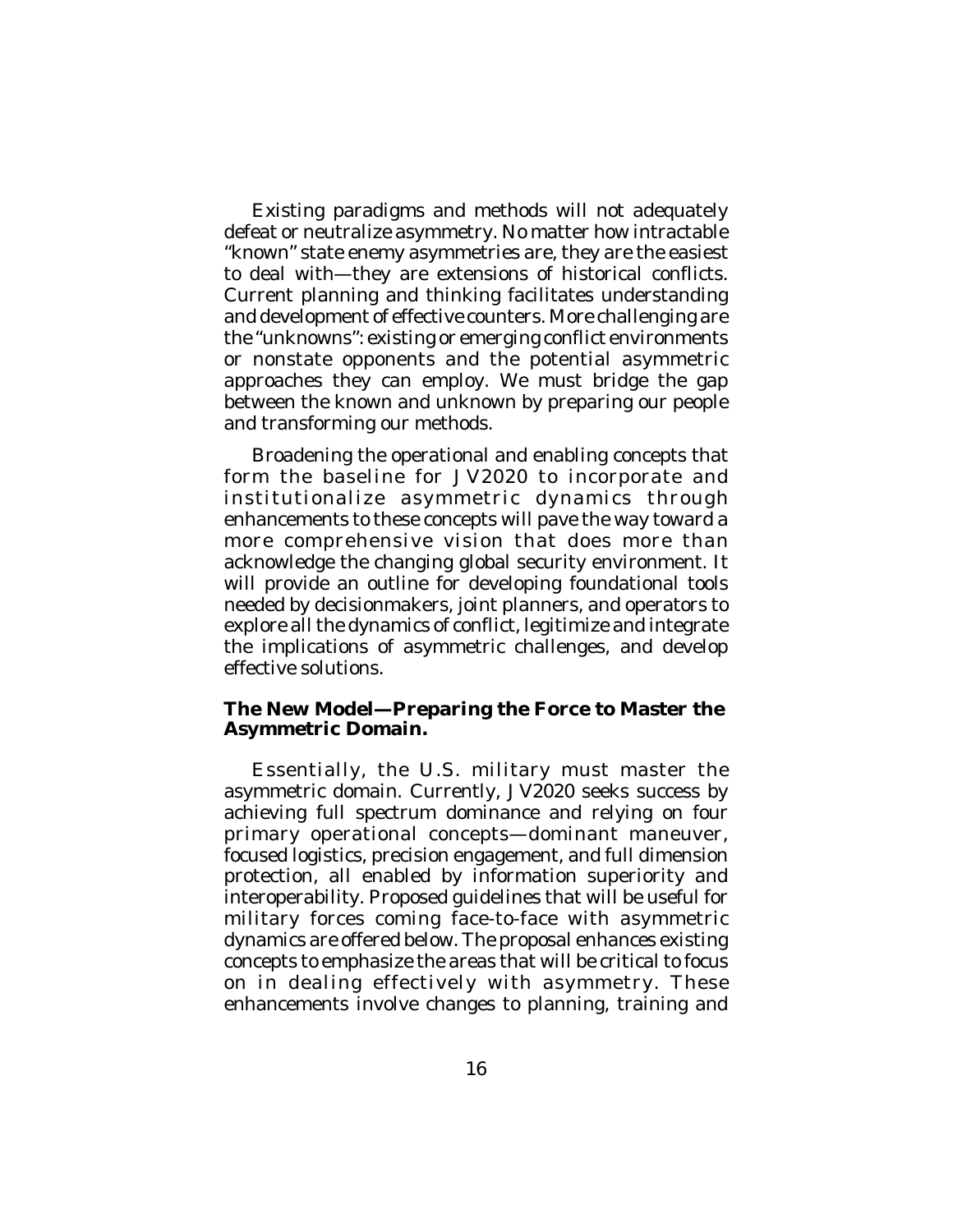Existing paradigms and methods will not adequately defeat or neutralize asymmetry. No matter how intractable "known" state enemy asymmetries are, they are the easiest to deal with—they are extensions of historical conflicts. Current planning and thinking facilitates understanding and development of effective counters. More challenging are the "unknowns": existing or emerging conflict environments or nonstate opponents and the potential asymmetric approaches they can employ. We must bridge the gap between the known and unknown by preparing our people and transforming our methods.

Broadening the operational and enabling concepts that form the baseline for JV2020 to incorporate and institutionalize asymmetric dynamics through enhancements to these concepts will pave the way toward a more comprehensive vision that does more than acknowledge the changing global security environment. It will provide an outline for developing foundational tools needed by decisionmakers, joint planners, and operators to explore all the dynamics of conflict, legitimize and integrate the implications of asymmetric challenges, and develop effective solutions.

**The New Model—Preparing the Force to Master the Asymmetric Domain.**

Essentially, the U.S. military must master the asymmetric domain. Currently, JV2020 seeks success by achieving full spectrum dominance and relying on four primary operational concepts—dominant maneuver, focused logistics, precision engagement, and full dimension protection, all enabled by information superiority and interoperability. Proposed guidelines that will be useful for military forces coming face-to-face with asymmetric dynamics are offered below. The proposal enhances existing concepts to emphasize the areas that will be critical to focus on in dealing effectively with asymmetry. These enhancements involve changes to planning, training and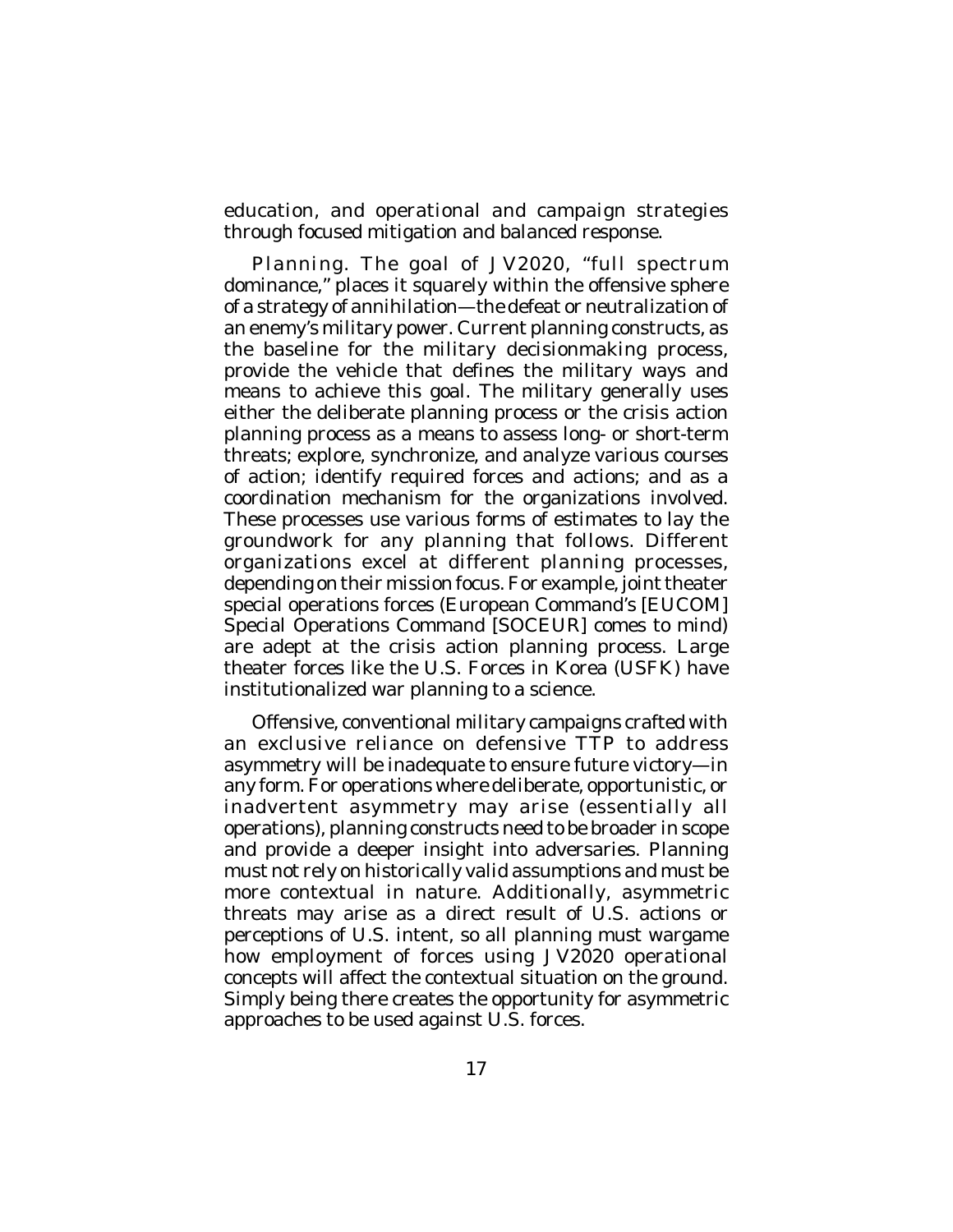education, and operational and campaign strategies through focused mitigation and balanced response.

*Planning.* The goal of JV2020, "full spectrum dominance," places it squarely within the offensive sphere of a strategy of annihilation—the defeat or neutralization of an enemy's military power. Current planning constructs, as the baseline for the military decisionmaking process, provide the vehicle that defines the military ways and means to achieve this goal. The military generally uses either the deliberate planning process or the crisis action planning process as a means to assess long- or short-term threats; explore, synchronize, and analyze various courses of action; identify required forces and actions; and as a coordination mechanism for the organizations involved. These processes use various forms of estimates to lay the groundwork for any planning that follows. Different organizations excel at different planning processes, depending on their mission focus. For example, joint theater special operations forces (European Command's [EUCOM] Special Operations Command [SOCEUR] comes to mind) are adept at the crisis action planning process. Large theater forces like the U.S. Forces in Korea (USFK) have institutionalized war planning to a science.

Offensive, conventional military campaigns crafted with an exclusive reliance on defensive TTP to address asymmetry will be inadequate to ensure future victory—in any form. For operations where deliberate, opportunistic, or inadvertent asymmetry may arise (essentially all operations), planning constructs need to be broader in scope and provide a deeper insight into adversaries. Planning must not rely on historically valid assumptions and must be more contextual in nature. Additionally, asymmetric threats may arise as a direct result of U.S. actions or perceptions of U.S. intent, so all planning must wargame how employment of forces using JV2020 operational concepts will affect the contextual situation on the ground. Simply being there creates the opportunity for asymmetric approaches to be used against U.S. forces.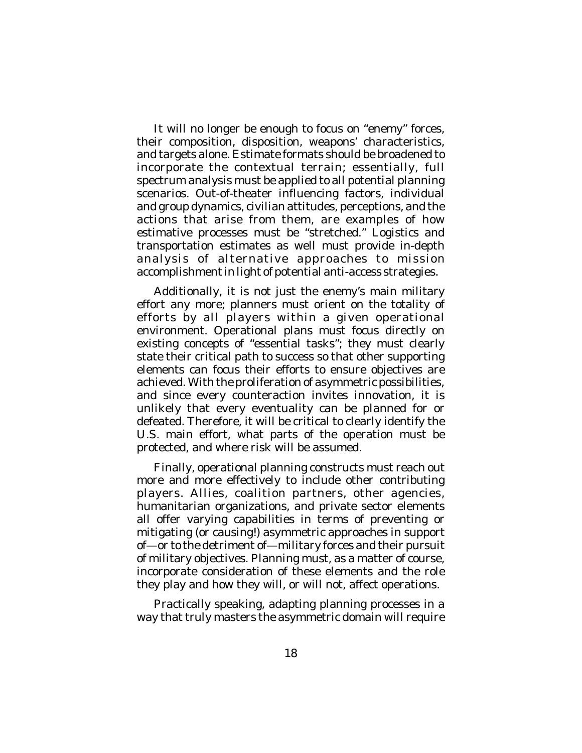It will no longer be enough to focus on "enemy" forces, their composition, disposition, weapons' characteristics, and targets alone. Estimate formats should be broadened to incorporate the contextual terrain; essentially, full spectrum analysis must be applied to all potential planning scenarios. Out-of-theater influencing factors, individual and group dynamics, civilian attitudes, perceptions, and the actions that arise from them, are examples of how estimative processes must be "stretched." Logistics and transportation estimates as well must provide in-depth analysis of alternative approaches to mission accomplishment in light of potential anti-access strategies.

Additionally, it is not just the enemy's main military effort any more; planners must orient on the totality of efforts by all players within a given operational environment. Operational plans must focus directly on existing concepts of "essential tasks"; they must clearly state their critical path to success so that other supporting elements can focus their efforts to ensure objectives are achieved. With the proliferation of asymmetric possibilities, and since every counteraction invites innovation, it is unlikely that every eventuality can be planned for or defeated. Therefore, it will be critical to clearly identify the U.S. main effort, what parts of the operation must be protected, and where risk will be assumed.

Finally, operational planning constructs must reach out more and more effectively to include other contributing players. Allies, coalition partners, other agencies, humanitarian organizations, and private sector elements all offer varying capabilities in terms of preventing or mitigating (or causing!) asymmetric approaches in support of—or to the detriment of—military forces and their pursuit of military objectives. Planning must, as a matter of course, incorporate consideration of these elements and the role they play and how they will, or will not, affect operations.

Practically speaking, adapting planning processes in a way that truly masters the asymmetric domain will require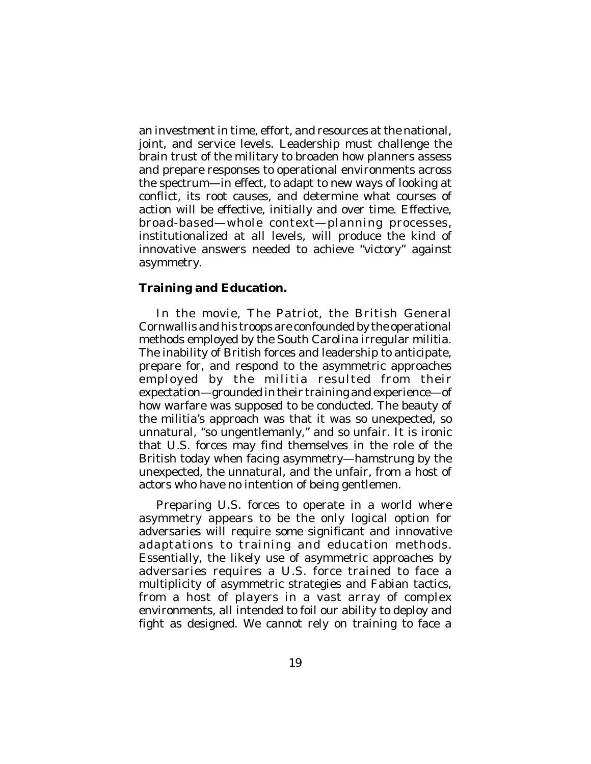an investment in time, effort, and resources at the national, joint, and service levels. Leadership must challenge the brain trust of the military to broaden how planners assess and prepare responses to operational environments across the spectrum—in effect, to adapt to new ways of looking at conflict, its root causes, and determine what courses of action will be effective, initially and over time. Effective, broad-based—whole context—planning processes, institutionalized at all levels, will produce the kind of innovative answers needed to achieve "victory" against asymmetry.

**Training and Education.**

In the movie, The Patriot, the British General Cornwallis and his troops are confounded by the operational methods employed by the South Carolina irregular militia. The inability of British forces and leadership to anticipate, prepare for, and respond to the asymmetric approaches employed by the militia resulted from their expectation—grounded in their training and experience—of how warfare was supposed to be conducted. The beauty of the militia's approach was that it was so unexpected, so unnatural, "so ungentlemanly," and so unfair. It is ironic that U.S. forces may find themselves in the role of the British today when facing asymmetry—hamstrung by the unexpected, the unnatural, and the unfair, from a host of actors who have no intention of being gentlemen.

Preparing U.S. forces to operate in a world where asymmetry appears to be the only logical option for adversaries will require some significant and innovative adaptations to training and education methods. Essentially, the likely use of asymmetric approaches by adversaries requires a U.S. force trained to face a multiplicity of asymmetric strategies and Fabian tactics, from a host of players in a vast array of complex environments, all intended to foil our ability to deploy and fight as designed. We cannot rely on training to face a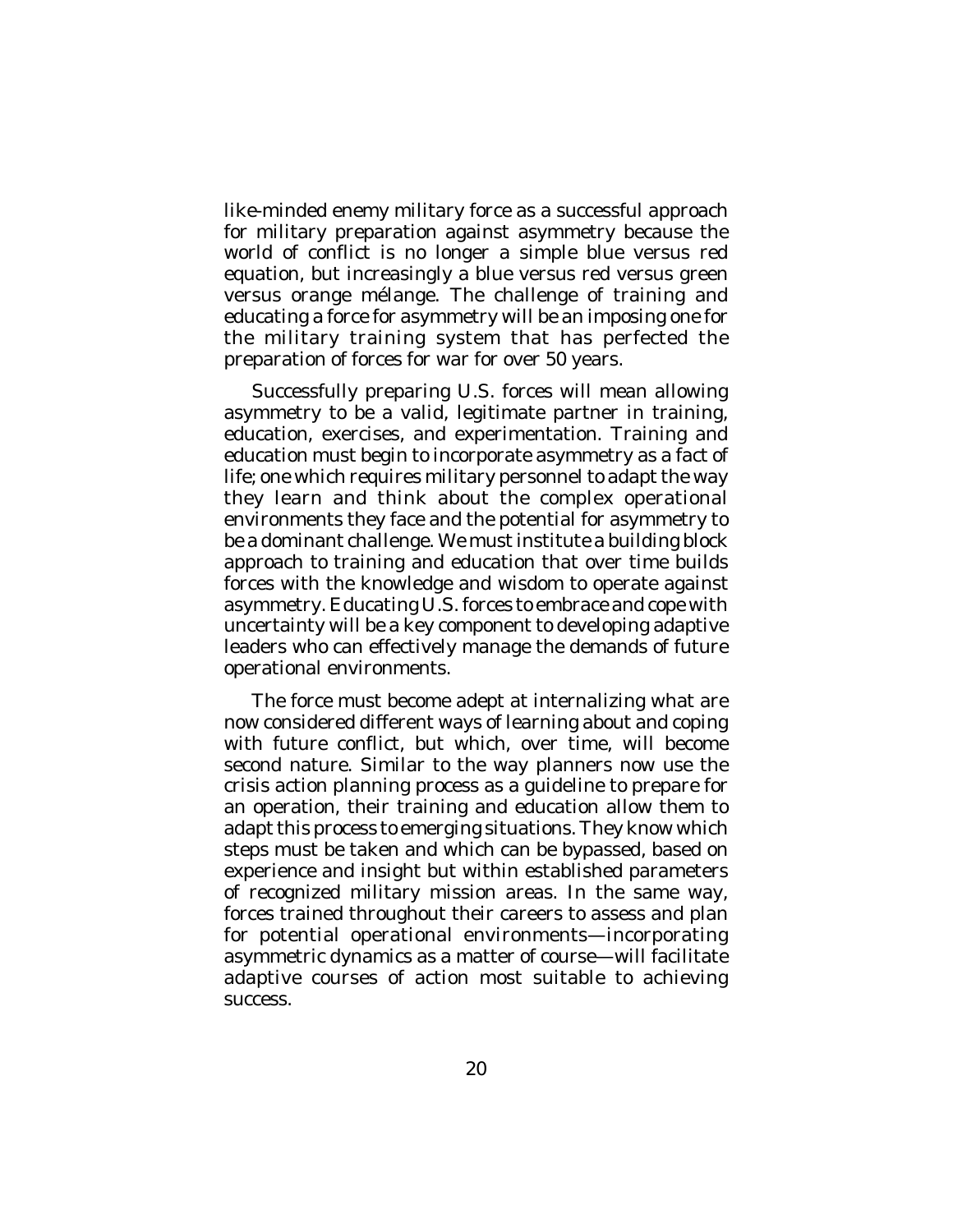like-minded enemy military force as a successful approach for military preparation against asymmetry because the world of conflict is no longer a simple blue versus red equation, but increasingly a blue versus red versus green versus orange mélange. The challenge of training and educating a force for asymmetry will be an imposing one for the military training system that has perfected the preparation of forces for war for over 50 years.

Successfully preparing U.S. forces will mean allowing asymmetry to be a valid, legitimate partner in training, education, exercises, and experimentation. Training and education must begin to incorporate asymmetry as a fact of life; one which requires military personnel to adapt the way they learn and think about the complex operational environments they face and the potential for asymmetry to be a dominant challenge. We must institute a building block approach to training and education that over time builds forces with the knowledge and wisdom to operate against asymmetry. Educating U.S. forces to embrace and cope with uncertainty will be a key component to developing adaptive leaders who can effectively manage the demands of future operational environments.

The force must become adept at internalizing what are now considered different ways of learning about and coping with future conflict, but which, over time, will become second nature. Similar to the way planners now use the crisis action planning process as a guideline to prepare for an operation, their training and education allow them to adapt this process to emerging situations. They know which steps must be taken and which can be bypassed, based on experience and insight but within established parameters of recognized military mission areas. In the same way, forces trained throughout their careers to assess and plan for potential operational environments—incorporating asymmetric dynamics as a matter of course—will facilitate adaptive courses of action most suitable to achieving success.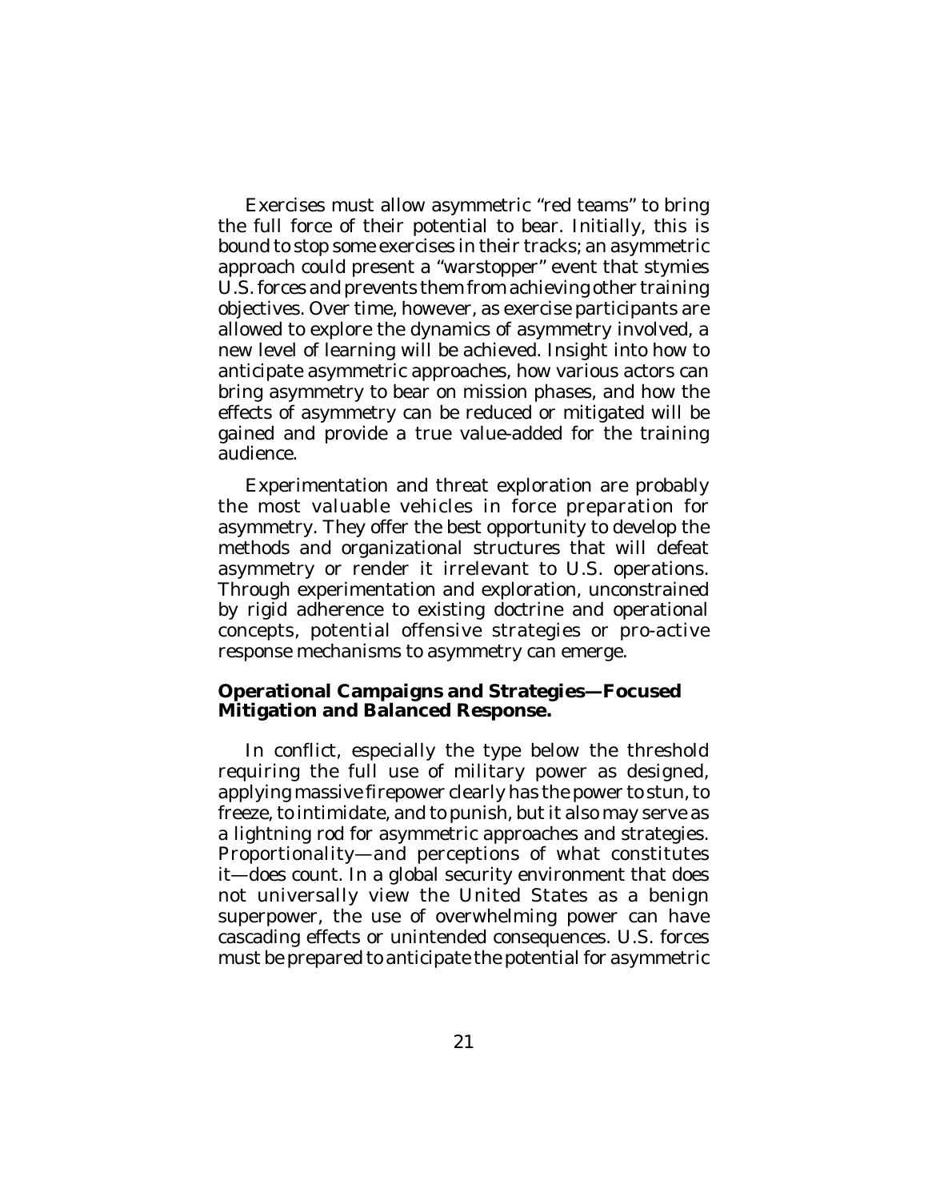Exercises must allow asymmetric "red teams" to bring the full force of their potential to bear. Initially, this is bound to stop some exercises in their tracks; an asymmetric approach could present a "warstopper" event that stymies U.S. forces and prevents them from achieving other training objectives. Over time, however, as exercise participants are allowed to explore the dynamics of asymmetry involved, a new level of learning will be achieved. Insight into how to anticipate asymmetric approaches, how various actors can bring asymmetry to bear on mission phases, and how the effects of asymmetry can be reduced or mitigated will be gained and provide a true value-added for the training audience.

Experimentation and threat exploration are probably the most valuable vehicles in force preparation for asymmetry. They offer the best opportunity to develop the methods and organizational structures that will defeat asymmetry or render it irrelevant to U.S. operations. Through experimentation and exploration, unconstrained by rigid adherence to existing doctrine and operational concepts, potential offensive strategies or pro-active response mechanisms to asymmetry can emerge.

**Operational Campaigns and Strategies—Focused Mitigation and Balanced Response.**

In conflict, especially the type below the threshold requiring the full use of military power as designed, applying massive firepower clearly has the power to stun, to freeze, to intimidate, and to punish, but it also may serve as a lightning rod for asymmetric approaches and strategies. Proportionality—and perceptions of what constitutes it—does count. In a global security environment that does not universally view the United States as a benign superpower, the use of overwhelming power can have cascading effects or unintended consequences. U.S. forces must be prepared to anticipate the potential for asymmetric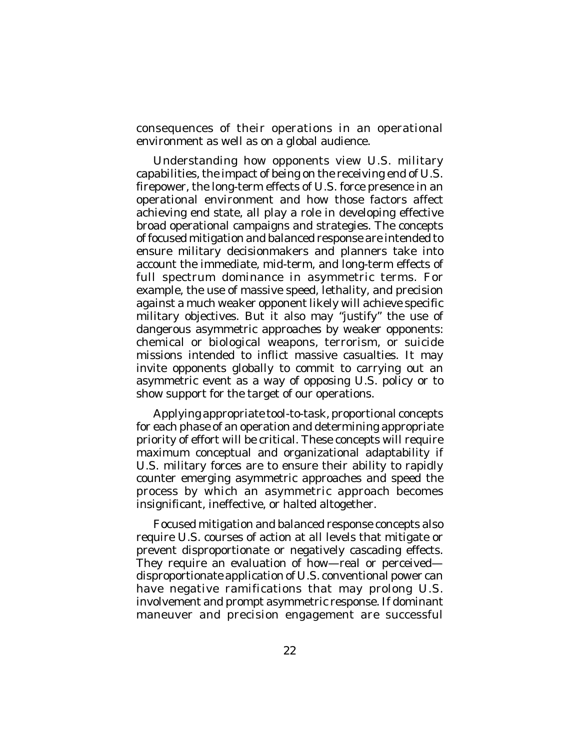consequences of their operations in an operational environment as well as on a global audience.

Understanding how opponents view U.S. military capabilities, the impact of being on the receiving end of U.S. firepower, the long-term effects of U.S. force presence in an operational environment and how those factors affect achieving end state, all play a role in developing effective broad operational campaigns and strategies. The concepts of focused mitigation and balanced response are intended to ensure military decisionmakers and planners take into account the immediate, mid-term, and long-term effects of full spectrum dominance in asymmetric terms. For example, the use of massive speed, lethality, and precision against a much weaker opponent likely will achieve specific military objectives. But it also may "justify" the use of dangerous asymmetric approaches by weaker opponents: chemical or biological weapons, terrorism, or suicide missions intended to inflict massive casualties. It may invite opponents globally to commit to carrying out an asymmetric event as a way of opposing U.S. policy or to show support for the target of our operations.

Applying appropriate tool-to-task, proportional concepts for each phase of an operation and determining appropriate priority of effort will be critical. These concepts will require maximum conceptual and organizational adaptability if U.S. military forces are to ensure their ability to rapidly counter emerging asymmetric approaches and speed the process by which an asymmetric approach becomes insignificant, ineffective, or halted altogether.

Focused mitigation and balanced response concepts also require U.S. courses of action at all levels that mitigate or prevent disproportionate or negatively cascading effects. They require an evaluation of how—real or perceived—disproportionate application of U.S. conventional power can have negative ramifications that may prolong U.S. involvement and prompt asymmetric response. If dominant maneuver and precision engagement are successful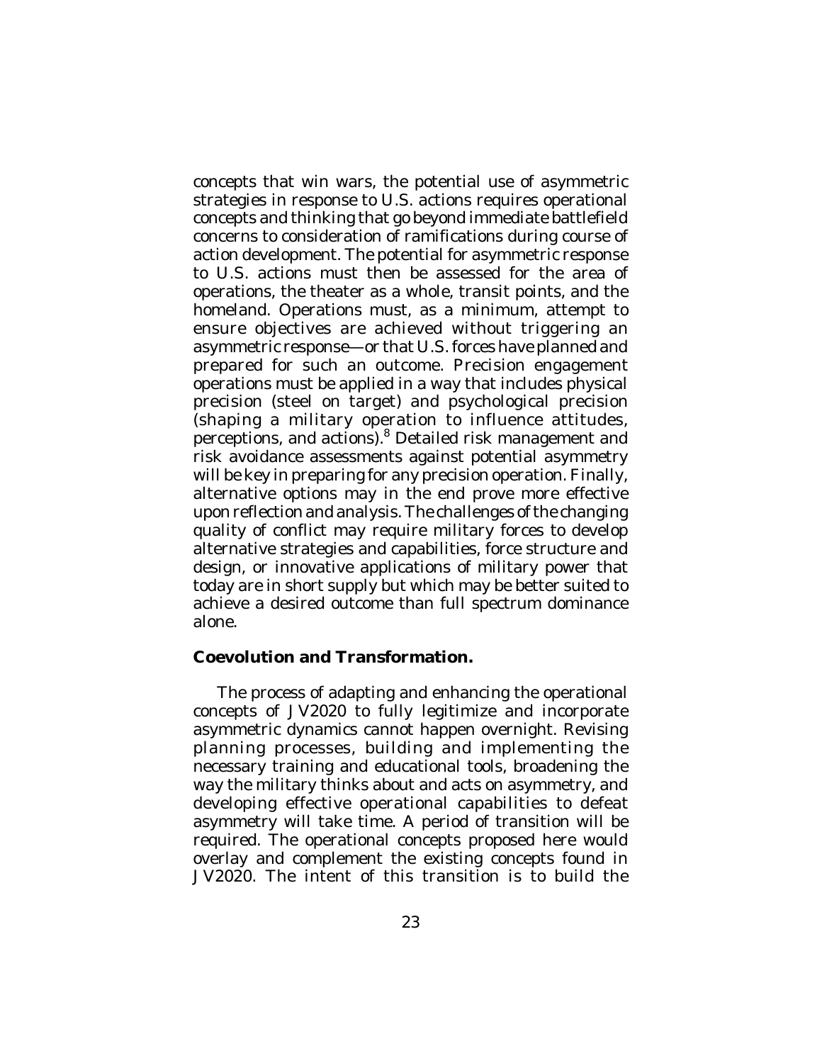concepts that win wars, the potential use of asymmetric strategies in response to U.S. actions requires operational concepts and thinking that go beyond immediate battlefield concerns to consideration of ramifications during course of action development. The potential for asymmetric response to U.S. actions must then be assessed for the area of operations, the theater as a whole, transit points, and the homeland. Operations must, as a minimum, attempt to ensure objectives are achieved without triggering an asymmetric response—or that U.S. forces have planned and prepared for such an outcome. Precision engagement operations must be applied in a way that includes physical precision (steel on target) and psychological precision (shaping a military operation to influence attitudes, perceptions, and actions).[8] Detailed risk management and risk avoidance assessments against potential asymmetry will be key in preparing for any precision operation. Finally, alternative options may in the end prove more effective upon reflection and analysis. The challenges of the changing quality of conflict may require military forces to develop alternative strategies and capabilities, force structure and design, or innovative applications of military power that today are in short supply but which may be better suited to achieve a desired outcome than full spectrum dominance alone.

**Coevolution and Transformation.**

The process of adapting and enhancing the operational concepts of JV2020 to fully legitimize and incorporate asymmetric dynamics cannot happen overnight. Revising planning processes, building and implementing the necessary training and educational tools, broadening the way the military thinks about and acts on asymmetry, and developing effective operational capabilities to defeat asymmetry will take time. A period of transition will be required. The operational concepts proposed here would overlay and complement the existing concepts found in JV2020. The intent of this transition is to build the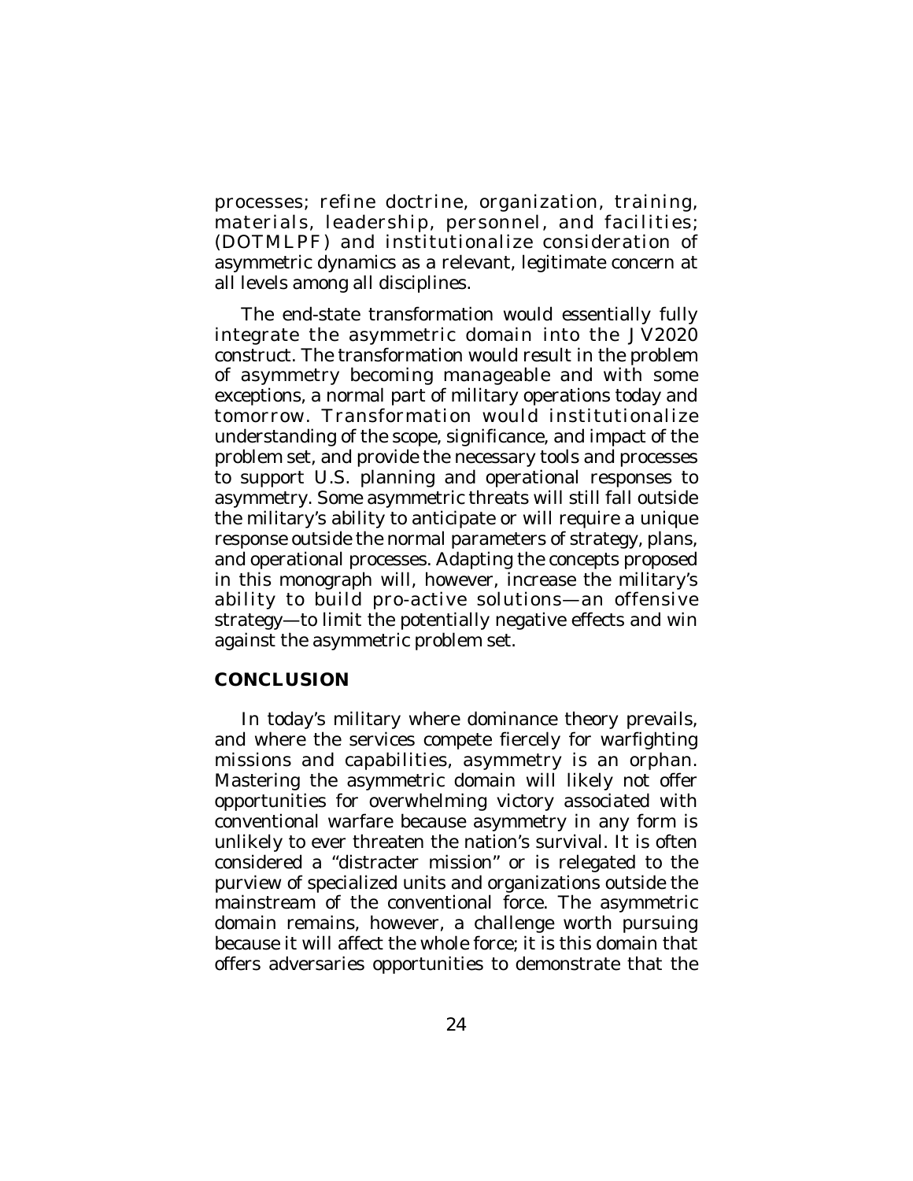processes; refine doctrine, organization, training, materials, leadership, personnel, and facilities; (DOTMLPF) and institutionalize consideration of asymmetric dynamics as a relevant, legitimate concern at all levels among all disciplines.

The end-state transformation would essentially fully integrate the asymmetric domain into the JV2020 construct. The transformation would result in the problem of asymmetry becoming manageable and with some exceptions, a normal part of military operations today and tomorrow. Transformation would institutionalize understanding of the scope, significance, and impact of the problem set, and provide the necessary tools and processes to support U.S. planning and operational responses to asymmetry. Some asymmetric threats will still fall outside the military's ability to anticipate or will require a unique response outside the normal parameters of strategy, plans, and operational processes. Adapting the concepts proposed in this monograph will, however, increase the military's ability to build pro-active solutions—an offensive strategy—to limit the potentially negative effects and win against the asymmetric problem set.

## CONCLUSION

In today's military where dominance theory prevails, and where the services compete fiercely for warfighting missions and capabilities, asymmetry is an orphan. Mastering the asymmetric domain will likely not offer opportunities for overwhelming victory associated with conventional warfare because asymmetry in any form is unlikely to ever threaten the nation's survival. It is often considered a "distracter mission" or is relegated to the purview of specialized units and organizations outside the mainstream of the conventional force. The asymmetric domain remains, however, a challenge worth pursuing because it will affect the whole force; it is this domain that offers adversaries opportunities to demonstrate that the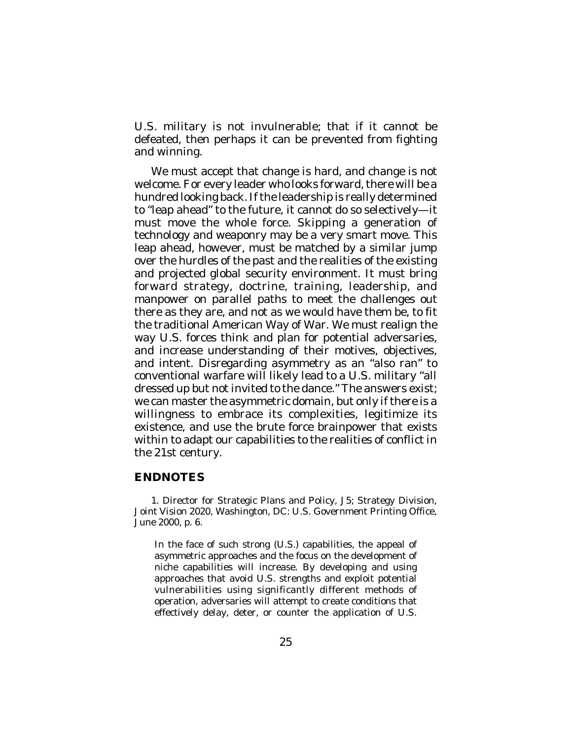U.S. military is not invulnerable; that if it cannot be defeated, then perhaps it can be prevented from fighting and winning.

We must accept that change is hard, and change is not welcome. For every leader who looks forward, there will be a hundred looking back. If the leadership is really determined to "leap ahead" to the future, it cannot do so selectively—it must move the whole force. Skipping a generation of technology and weaponry may be a very smart move. This leap ahead, however, must be matched by a similar jump over the hurdles of the past and the realities of the existing and projected global security environment. It must bring forward strategy, doctrine, training, leadership, and manpower on parallel paths to meet the challenges out there as they are, and not as we would have them be, to fit the traditional American Way of War. We must realign the way U.S. forces think and plan for potential adversaries, and increase understanding of their motives, objectives, and intent. Disregarding asymmetry as an "also ran" to conventional warfare will likely lead to a U.S. military "all dressed up but not invited to the dance." The answers exist; we can master the asymmetric domain, but only if there is a willingness to embrace its complexities, legitimize its existence, and use the brute force brainpower that exists within to adapt our capabilities to the realities of conflict in the 21st century.

## ENDNOTES

1. Director for Strategic Plans and Policy, J5; Strategy Division, *Joint Vision 2020*, Washington, DC: U.S. Government Printing Office, June 2000, p. 6.

> In the face of such strong (U.S.) capabilities, the appeal of asymmetric approaches and the focus on the development of niche capabilities will increase. By developing and using approaches that avoid U.S. strengths and exploit potential vulnerabilities using significantly different methods of operation, adversaries will attempt to create conditions that effectively delay, deter, or counter the application of U.S.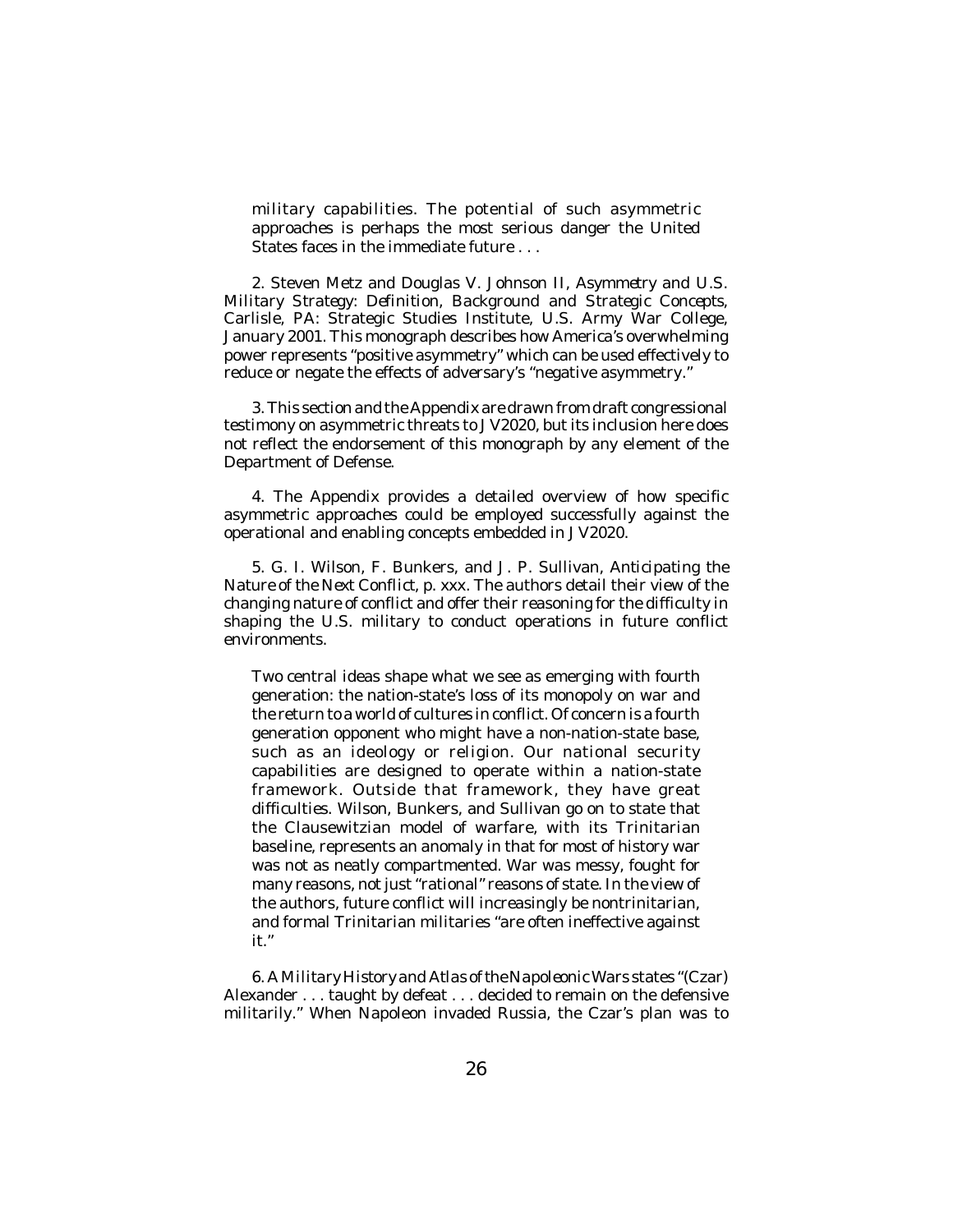> military capabilities. The potential of such asymmetric approaches is perhaps the most serious danger the United States faces in the immediate future . . .

2. Steven Metz and Douglas V. Johnson II, *Asymmetry and U.S. Military Strategy: Definition, Background and Strategic Concepts*, Carlisle, PA: Strategic Studies Institute, U.S. Army War College, January 2001. This monograph describes how America's overwhelming power represents "positive asymmetry" which can be used effectively to reduce or negate the effects of adversary's "negative asymmetry."

3. This section and the Appendix are drawn from draft congressional testimony on asymmetric threats to JV2020, but its inclusion here does not reflect the endorsement of this monograph by any element of the Department of Defense.

4. The Appendix provides a detailed overview of how specific asymmetric approaches could be employed successfully against the operational and enabling concepts embedded in JV2020.

5. G. I. Wilson, F. Bunkers, and J. P. Sullivan, *Anticipating the Nature of the Next Conflict*, p. xxx. The authors detail their view of the changing nature of conflict and offer their reasoning for the difficulty in shaping the U.S. military to conduct operations in future conflict environments.

> Two central ideas shape what we see as emerging with fourth generation: the nation-state's loss of its monopoly on war and the return to a world of cultures in conflict. Of concern is a fourth generation opponent who might have a non-nation-state base, such as an ideology or religion. Our national security capabilities are designed to operate within a nation-state framework. Outside that framework, they have great difficulties. Wilson, Bunkers, and Sullivan go on to state that the Clausewitzian model of warfare, with its Trinitarian baseline, represents an anomaly in that for most of history war was not as neatly compartmented. War was messy, fought for many reasons, not just "rational" reasons of state. In the view of the authors, future conflict will increasingly be nontrinitarian, and formal Trinitarian militaries "are often ineffective against it."

6. *A Military History and Atlas of the Napoleonic Wars* states "(Czar) Alexander . . . taught by defeat . . . decided to remain on the defensive militarily." When Napoleon invaded Russia, the Czar's plan was to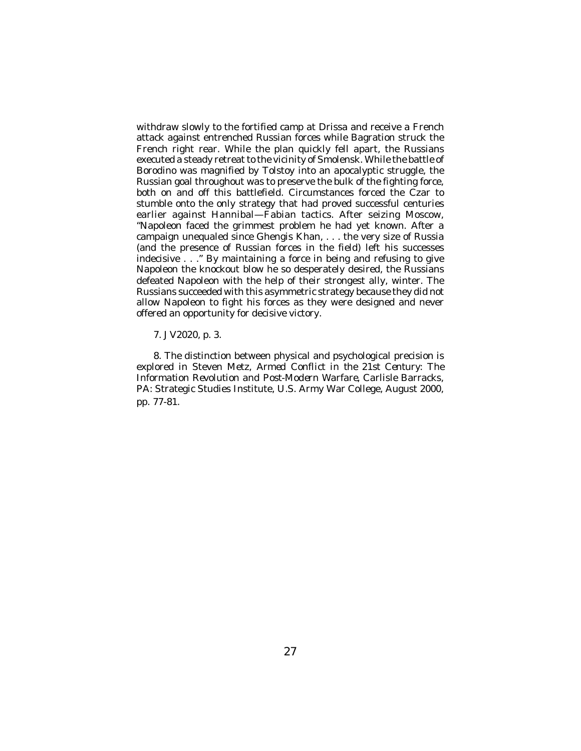withdraw slowly to the fortified camp at Drissa and receive a French attack against entrenched Russian forces while Bagration struck the French right rear. While the plan quickly fell apart, the Russians executed a steady retreat to the vicinity of Smolensk. While the battle of Borodino was magnified by Tolstoy into an apocalyptic struggle, the Russian goal throughout was to preserve the bulk of the fighting force, both on and off this battlefield. Circumstances forced the Czar to stumble onto the only strategy that had proved successful centuries earlier against Hannibal—Fabian tactics. After seizing Moscow, "Napoleon faced the grimmest problem he had yet known. After a campaign unequaled since Ghengis Khan, . . . the very size of Russia (and the presence of Russian forces in the field) left his successes indecisive . . ." By maintaining a force in being and refusing to give Napoleon the knockout blow he so desperately desired, the Russians defeated Napoleon with the help of their strongest ally, winter. The Russians succeeded with this asymmetric strategy because they did not allow Napoleon to fight his forces as they were designed and never offered an opportunity for decisive victory.

7. *JV2020*, p. 3.

8. The distinction between physical and psychological precision is explored in Steven Metz, *Armed Conflict in the 21st Century: The Information Revolution and Post-Modern Warfare*, Carlisle Barracks, PA: Strategic Studies Institute, U.S. Army War College, August 2000, pp. 77-81.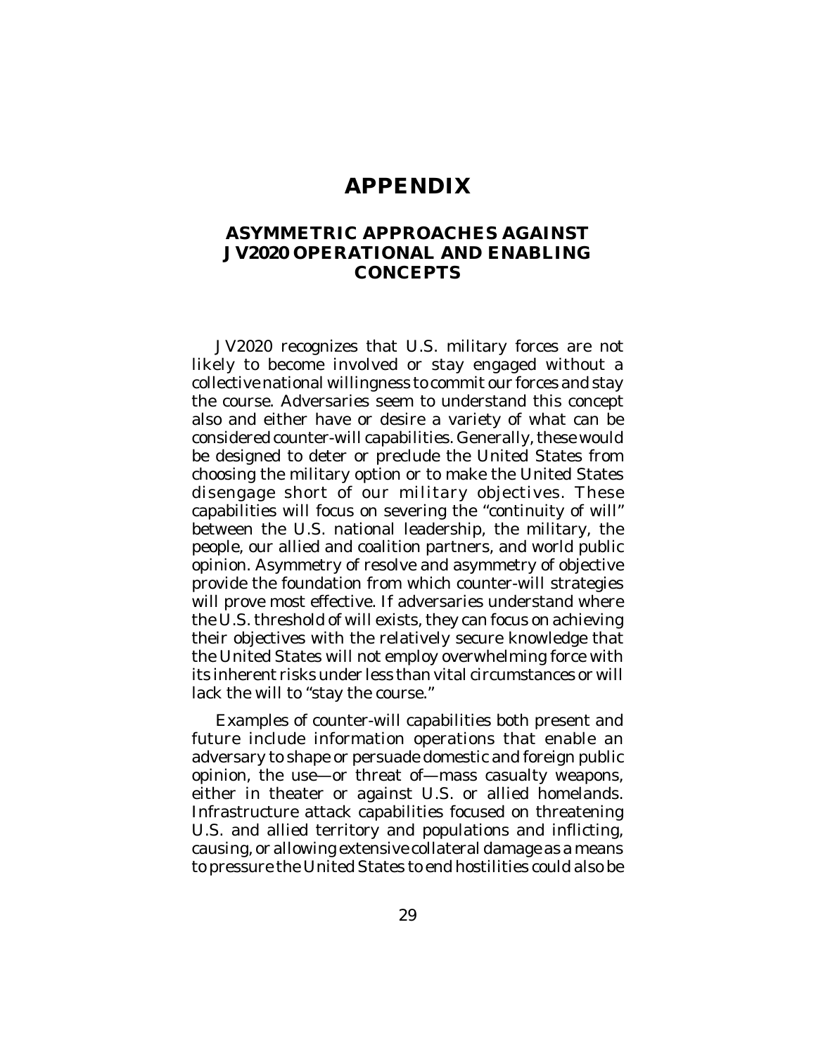# APPENDIX

## ASYMMETRIC APPROACHES AGAINST JV2020 OPERATIONAL AND ENABLING CONCEPTS

JV2020 recognizes that U.S. military forces are not likely to become involved or stay engaged without a collective national willingness to commit our forces and stay the course. Adversaries seem to understand this concept also and either have or desire a variety of what can be considered counter-will capabilities. Generally, these would be designed to deter or preclude the United States from choosing the military option or to make the United States disengage short of our military objectives. These capabilities will focus on severing the "continuity of will" between the U.S. national leadership, the military, the people, our allied and coalition partners, and world public opinion. Asymmetry of resolve and asymmetry of objective provide the foundation from which counter-will strategies will prove most effective. If adversaries understand where the U.S. threshold of will exists, they can focus on achieving their objectives with the relatively secure knowledge that the United States will not employ overwhelming force with its inherent risks under less than vital circumstances or will lack the will to "stay the course."

Examples of counter-will capabilities both present and future include information operations that enable an adversary to shape or persuade domestic and foreign public opinion, the use—or threat of—mass casualty weapons, either in theater or against U.S. or allied homelands. Infrastructure attack capabilities focused on threatening U.S. and allied territory and populations and inflicting, causing, or allowing extensive collateral damage as a means to pressure the United States to end hostilities could also be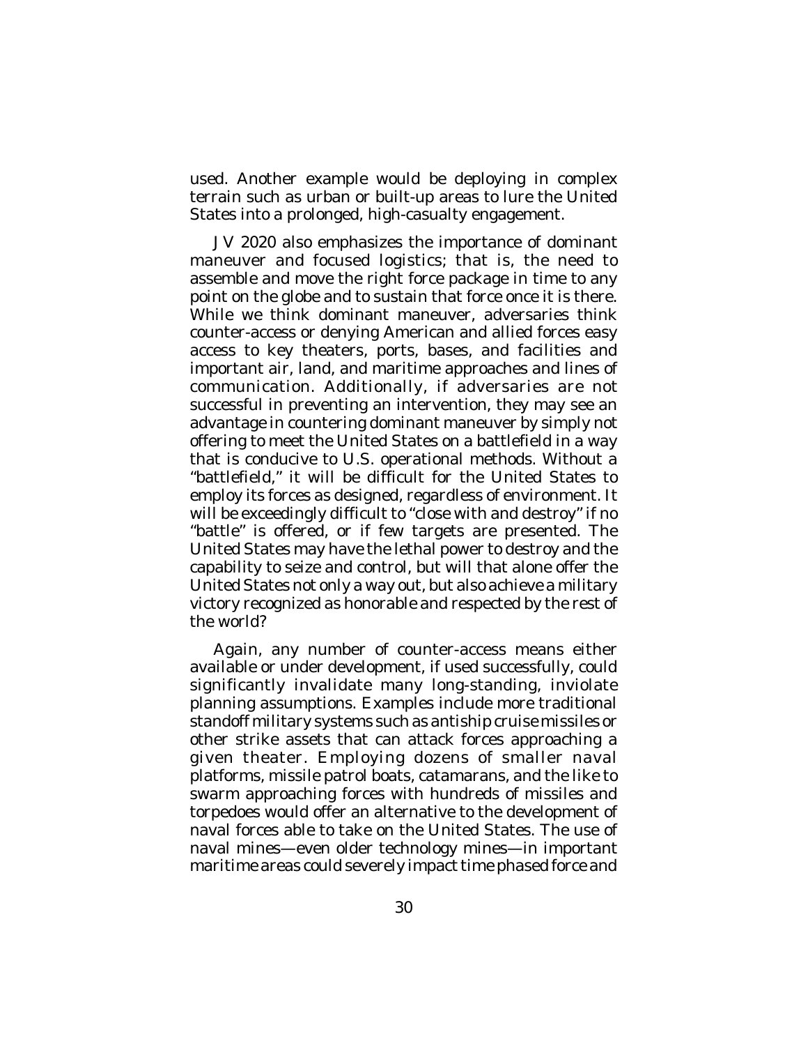used. Another example would be deploying in complex terrain such as urban or built-up areas to lure the United States into a prolonged, high-casualty engagement.

JV 2020 also emphasizes the importance of dominant maneuver and focused logistics; that is, the need to assemble and move the right force package in time to any point on the globe and to sustain that force once it is there. While we think dominant maneuver, adversaries think counter-access or denying American and allied forces easy access to key theaters, ports, bases, and facilities and important air, land, and maritime approaches and lines of communication. Additionally, if adversaries are not successful in preventing an intervention, they may see an advantage in countering dominant maneuver by simply not offering to meet the United States on a battlefield in a way that is conducive to U.S. operational methods. Without a "battlefield," it will be difficult for the United States to employ its forces as designed, regardless of environment. It will be exceedingly difficult to "close with and destroy" if no "battle" is offered, or if few targets are presented. The United States may have the lethal power to destroy and the capability to seize and control, but will that alone offer the United States not only a way out, but also achieve a military victory recognized as honorable and respected by the rest of the world?

Again, any number of counter-access means either available or under development, if used successfully, could significantly invalidate many long-standing, inviolate planning assumptions. Examples include more traditional standoff military systems such as antiship cruise missiles or other strike assets that can attack forces approaching a given theater. Employing dozens of smaller naval platforms, missile patrol boats, catamarans, and the like to swarm approaching forces with hundreds of missiles and torpedoes would offer an alternative to the development of naval forces able to take on the United States. The use of naval mines—even older technology mines—in important maritime areas could severely impact time phased force and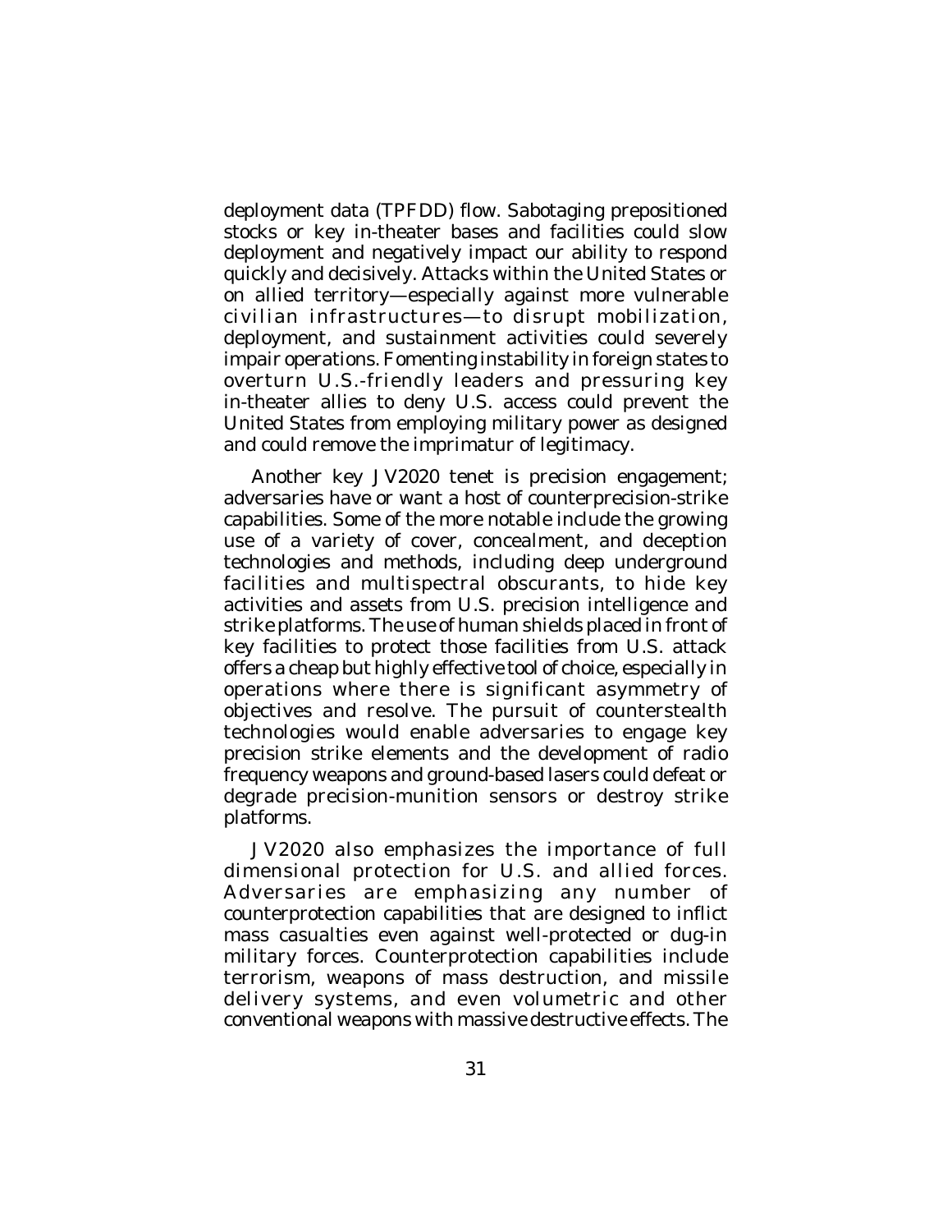deployment data (TPFDD) flow. Sabotaging prepositioned stocks or key in-theater bases and facilities could slow deployment and negatively impact our ability to respond quickly and decisively. Attacks within the United States or on allied territory—especially against more vulnerable civilian infrastructures—to disrupt mobilization, deployment, and sustainment activities could severely impair operations. Fomenting instability in foreign states to overturn U.S.-friendly leaders and pressuring key in-theater allies to deny U.S. access could prevent the United States from employing military power as designed and could remove the imprimatur of legitimacy.

Another key JV2020 tenet is precision engagement; adversaries have or want a host of counterprecision-strike capabilities. Some of the more notable include the growing use of a variety of cover, concealment, and deception technologies and methods, including deep underground facilities and multispectral obscurants, to hide key activities and assets from U.S. precision intelligence and strike platforms. The use of human shields placed in front of key facilities to protect those facilities from U.S. attack offers a cheap but highly effective tool of choice, especially in operations where there is significant asymmetry of objectives and resolve. The pursuit of counterstealth technologies would enable adversaries to engage key precision strike elements and the development of radio frequency weapons and ground-based lasers could defeat or degrade precision-munition sensors or destroy strike platforms.

JV2020 also emphasizes the importance of full dimensional protection for U.S. and allied forces. Adversaries are emphasizing any number of counterprotection capabilities that are designed to inflict mass casualties even against well-protected or dug-in military forces. Counterprotection capabilities include terrorism, weapons of mass destruction, and missile delivery systems, and even volumetric and other conventional weapons with massive destructive effects. The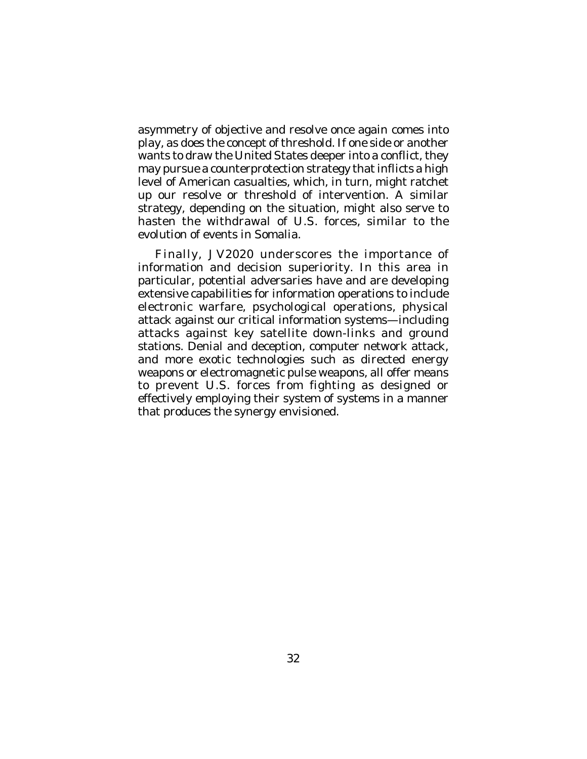asymmetry of objective and resolve once again comes into play, as does the concept of threshold. If one side or another wants to draw the United States deeper into a conflict, they may pursue a counterprotection strategy that inflicts a high level of American casualties, which, in turn, might ratchet up our resolve or threshold of intervention. A similar strategy, depending on the situation, might also serve to hasten the withdrawal of U.S. forces, similar to the evolution of events in Somalia.

Finally, JV2020 underscores the importance of information and decision superiority. In this area in particular, potential adversaries have and are developing extensive capabilities for information operations to include electronic warfare, psychological operations, physical attack against our critical information systems—including attacks against key satellite down-links and ground stations. Denial and deception, computer network attack, and more exotic technologies such as directed energy weapons or electromagnetic pulse weapons, all offer means to prevent U.S. forces from fighting as designed or effectively employing their system of systems in a manner that produces the synergy envisioned.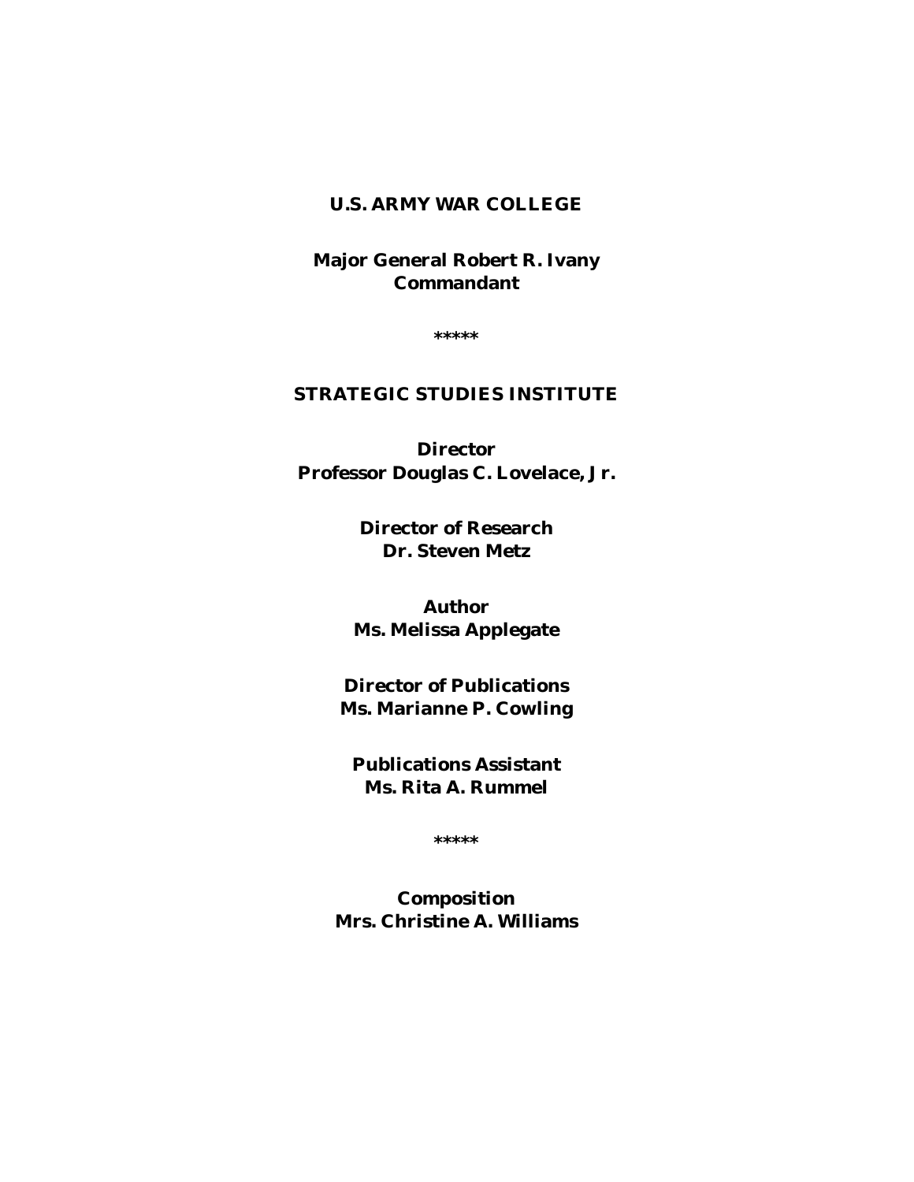**U.S. ARMY WAR COLLEGE**

**Major General Robert R. Ivany**
**Commandant**

*****

**STRATEGIC STUDIES INSTITUTE**

**Director**
**Professor Douglas C. Lovelace, Jr.**

**Director of Research**
**Dr. Steven Metz**

**Author**
**Ms. Melissa Applegate**

**Director of Publications**
**Ms. Marianne P. Cowling**

**Publications Assistant**
**Ms. Rita A. Rummel**

*****

**Composition**
**Mrs. Christine A. Williams**